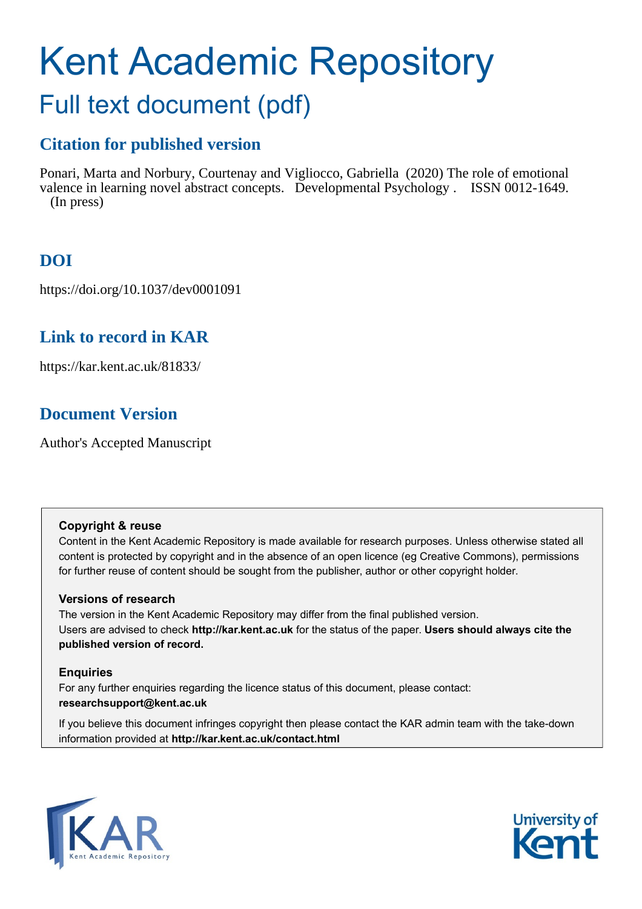# Kent Academic Repository

## Full text document (pdf)

## Citation for published version

Ponari, Marta and Norbury, Courtenay and Vigliocco, Gabriella (2020) The role of emotional valence in learning novel abstract concepts. Developmental Psychology . ISSN 0012-1649. (In press)

## DOI

https://doi.org/10.1037/dev0001091

## Link to record in KAR

https://kar.kent.ac.uk/81833/

## Document Version

Author's Accepted Manuscript

### Copyright & reuse

Content in the Kent Academic Repository is made available for research purposes. Unless otherwise stated all content is protected by copyright and in the absence of an open licence (eg Creative Commons), permissions for further reuse of content should be sought from the publisher, author or other copyright holder.

### Versions of research

The version in the Kent Academic Repository may differ from the final published version. Users are advised to check **http://kar.kent.ac.uk** for the status of the paper. **Users should always cite the published version of record.**

### Enquiries

For any further enquiries regarding the licence status of this document, please contact: **researchsupport@kent.ac.uk**

If you believe this document infringes copyright then please contact the KAR admin team with the take-down information provided at **http://kar.kent.ac.uk/contact.html**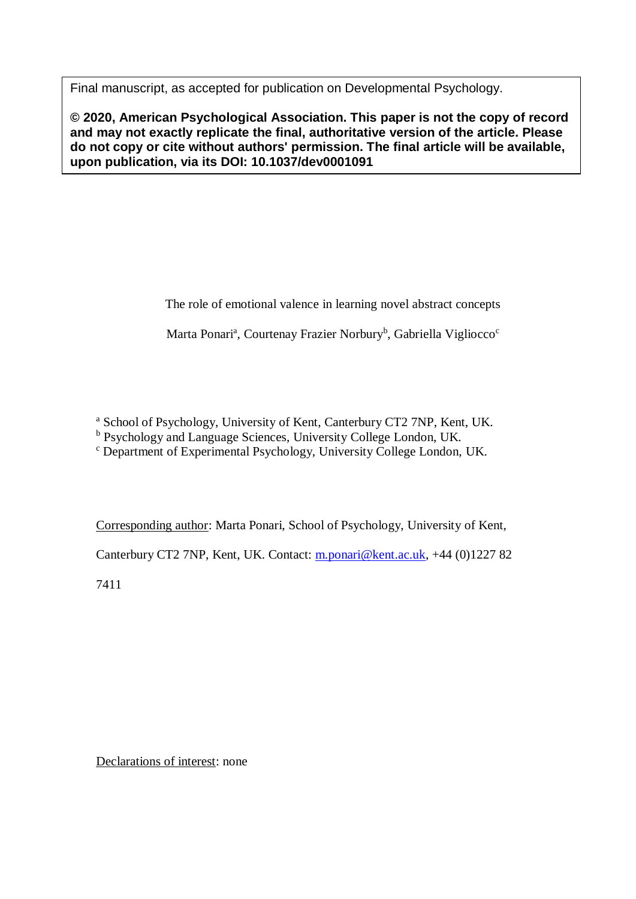Final manuscript, as accepted for publication on Developmental Psychology.

**© 2020, American Psychological Association. This paper is not the copy of record and may not exactly replicate the final, authoritative version of the article. Please do not copy or cite without authors' permission. The final article will be available, upon publication, via its DOI: 10.1037/dev0001091**

# The role of emotional valence in learning novel abstract concepts

Marta Ponari[a], Courtenay Frazier Norbury[b], Gabriella Vigliocco[c]

[a] School of Psychology, University of Kent, Canterbury CT2 7NP, Kent, UK.
[b] Psychology and Language Sciences, University College London, UK.
[c] Department of Experimental Psychology, University College London, UK.

Corresponding author: Marta Ponari, School of Psychology, University of Kent, Canterbury CT2 7NP, Kent, UK. Contact: m.ponari@kent.ac.uk, +44 (0)1227 82 7411

Declarations of interest: none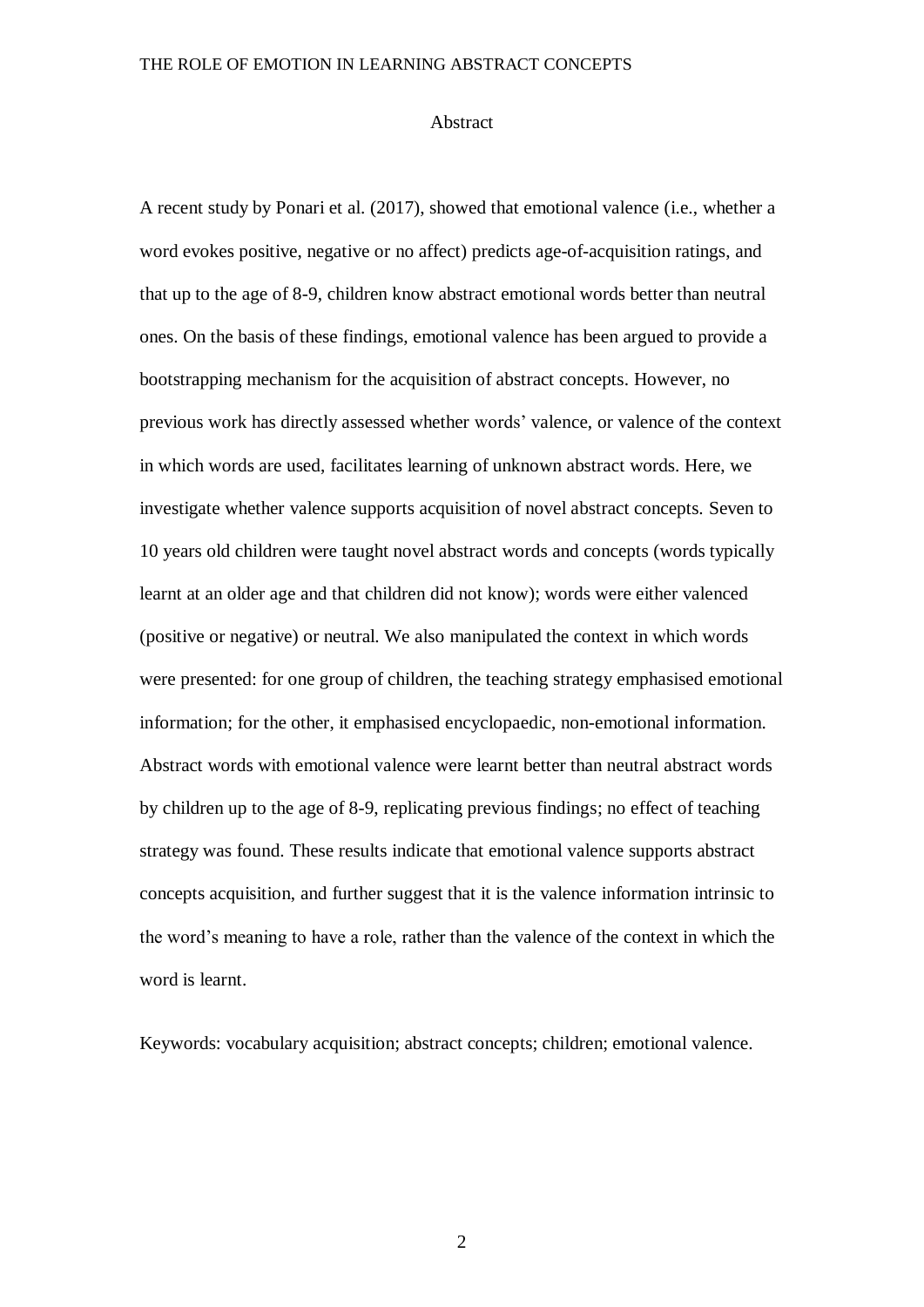# Abstract

A recent study by Ponari et al. (2017), showed that emotional valence (i.e., whether a word evokes positive, negative or no affect) predicts age-of-acquisition ratings, and that up to the age of 8-9, children know abstract emotional words better than neutral ones. On the basis of these findings, emotional valence has been argued to provide a bootstrapping mechanism for the acquisition of abstract concepts. However, no previous work has directly assessed whether words' valence, or valence of the context in which words are used, facilitates learning of unknown abstract words. Here, we investigate whether valence supports acquisition of novel abstract concepts. Seven to 10 years old children were taught novel abstract words and concepts (words typically learnt at an older age and that children did not know); words were either valenced (positive or negative) or neutral. We also manipulated the context in which words were presented: for one group of children, the teaching strategy emphasised emotional information; for the other, it emphasised encyclopaedic, non-emotional information. Abstract words with emotional valence were learnt better than neutral abstract words by children up to the age of 8-9, replicating previous findings; no effect of teaching strategy was found. These results indicate that emotional valence supports abstract concepts acquisition, and further suggest that it is the valence information intrinsic to the word's meaning to have a role, rather than the valence of the context in which the word is learnt.

Keywords: vocabulary acquisition; abstract concepts; children; emotional valence.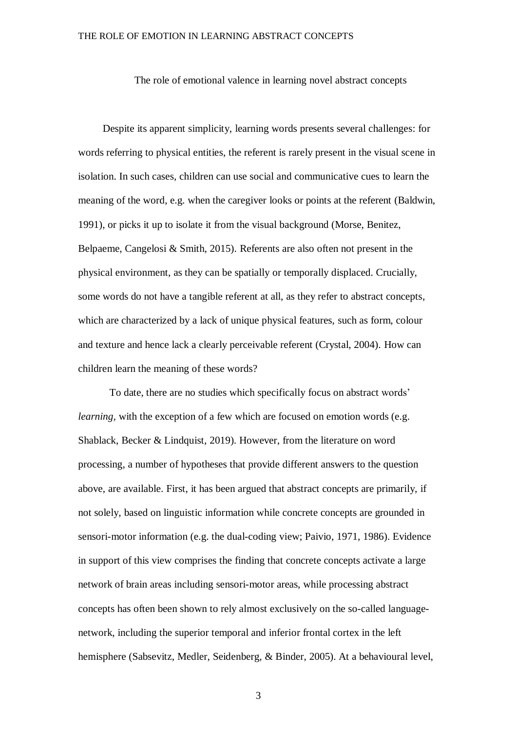The role of emotional valence in learning novel abstract concepts

Despite its apparent simplicity, learning words presents several challenges: for words referring to physical entities, the referent is rarely present in the visual scene in isolation. In such cases, children can use social and communicative cues to learn the meaning of the word, e.g. when the caregiver looks or points at the referent (Baldwin, 1991), or picks it up to isolate it from the visual background (Morse, Benitez, Belpaeme, Cangelosi & Smith, 2015). Referents are also often not present in the physical environment, as they can be spatially or temporally displaced. Crucially, some words do not have a tangible referent at all, as they refer to abstract concepts, which are characterized by a lack of unique physical features, such as form, colour and texture and hence lack a clearly perceivable referent (Crystal, 2004). How can children learn the meaning of these words?

To date, there are no studies which specifically focus on abstract words' *learning,* with the exception of a few which are focused on emotion words (e.g. Shablack, Becker & Lindquist, 2019). However, from the literature on word processing, a number of hypotheses that provide different answers to the question above, are available. First, it has been argued that abstract concepts are primarily, if not solely, based on linguistic information while concrete concepts are grounded in sensori-motor information (e.g. the dual-coding view; Paivio, 1971, 1986). Evidence in support of this view comprises the finding that concrete concepts activate a large network of brain areas including sensori-motor areas, while processing abstract concepts has often been shown to rely almost exclusively on the so-called language-network, including the superior temporal and inferior frontal cortex in the left hemisphere (Sabsevitz, Medler, Seidenberg, & Binder, 2005). At a behavioural level,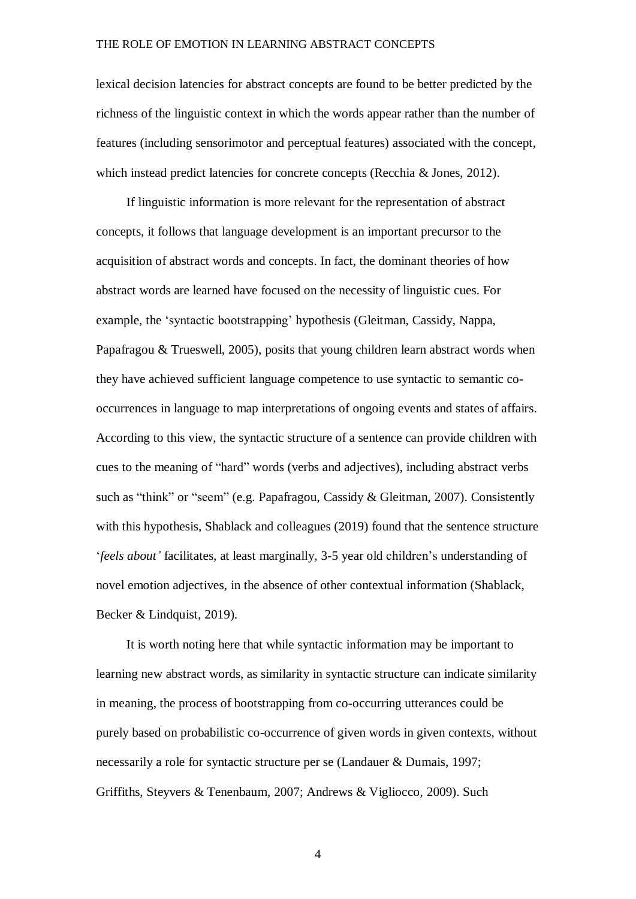lexical decision latencies for abstract concepts are found to be better predicted by the richness of the linguistic context in which the words appear rather than the number of features (including sensorimotor and perceptual features) associated with the concept, which instead predict latencies for concrete concepts (Recchia & Jones, 2012).

If linguistic information is more relevant for the representation of abstract concepts, it follows that language development is an important precursor to the acquisition of abstract words and concepts. In fact, the dominant theories of how abstract words are learned have focused on the necessity of linguistic cues. For example, the 'syntactic bootstrapping' hypothesis (Gleitman, Cassidy, Nappa, Papafragou & Trueswell, 2005), posits that young children learn abstract words when they have achieved sufficient language competence to use syntactic to semantic co-occurrences in language to map interpretations of ongoing events and states of affairs. According to this view, the syntactic structure of a sentence can provide children with cues to the meaning of "hard" words (verbs and adjectives), including abstract verbs such as "think" or "seem" (e.g. Papafragou, Cassidy & Gleitman, 2007). Consistently with this hypothesis, Shablack and colleagues (2019) found that the sentence structure '*feels about'* facilitates, at least marginally, 3-5 year old children's understanding of novel emotion adjectives, in the absence of other contextual information (Shablack, Becker & Lindquist, 2019).

It is worth noting here that while syntactic information may be important to learning new abstract words, as similarity in syntactic structure can indicate similarity in meaning, the process of bootstrapping from co-occurring utterances could be purely based on probabilistic co-occurrence of given words in given contexts, without necessarily a role for syntactic structure per se (Landauer & Dumais, 1997; Griffiths, Steyvers & Tenenbaum, 2007; Andrews & Vigliocco, 2009). Such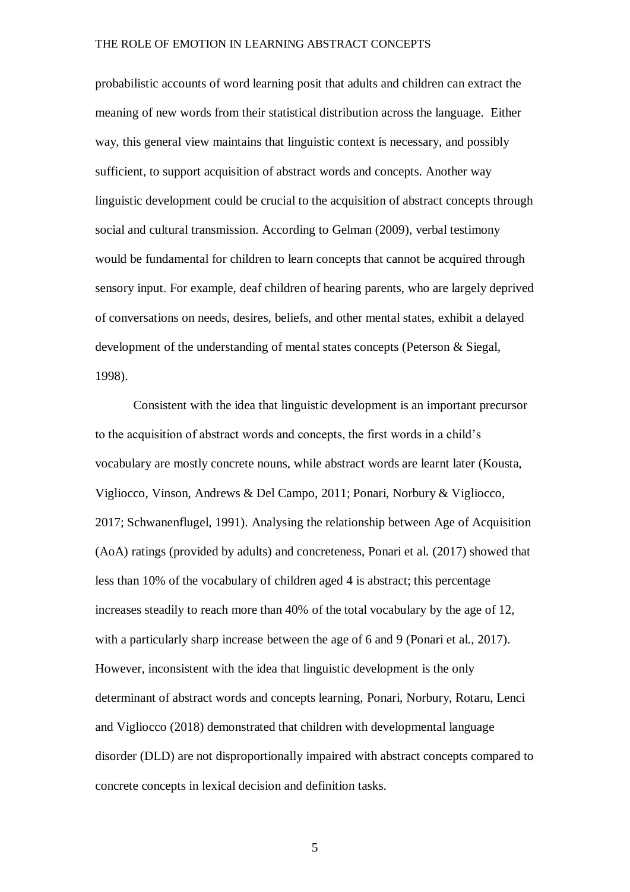probabilistic accounts of word learning posit that adults and children can extract the meaning of new words from their statistical distribution across the language. Either way, this general view maintains that linguistic context is necessary, and possibly sufficient, to support acquisition of abstract words and concepts. Another way linguistic development could be crucial to the acquisition of abstract concepts through social and cultural transmission. According to Gelman (2009), verbal testimony would be fundamental for children to learn concepts that cannot be acquired through sensory input. For example, deaf children of hearing parents, who are largely deprived of conversations on needs, desires, beliefs, and other mental states, exhibit a delayed development of the understanding of mental states concepts (Peterson & Siegal, 1998).

Consistent with the idea that linguistic development is an important precursor to the acquisition of abstract words and concepts, the first words in a child's vocabulary are mostly concrete nouns, while abstract words are learnt later (Kousta, Vigliocco, Vinson, Andrews & Del Campo, 2011; Ponari, Norbury & Vigliocco, 2017; Schwanenflugel, 1991). Analysing the relationship between Age of Acquisition (AoA) ratings (provided by adults) and concreteness, Ponari et al. (2017) showed that less than 10% of the vocabulary of children aged 4 is abstract; this percentage increases steadily to reach more than 40% of the total vocabulary by the age of 12, with a particularly sharp increase between the age of 6 and 9 (Ponari et al., 2017). However, inconsistent with the idea that linguistic development is the only determinant of abstract words and concepts learning, Ponari, Norbury, Rotaru, Lenci and Vigliocco (2018) demonstrated that children with developmental language disorder (DLD) are not disproportionally impaired with abstract concepts compared to concrete concepts in lexical decision and definition tasks.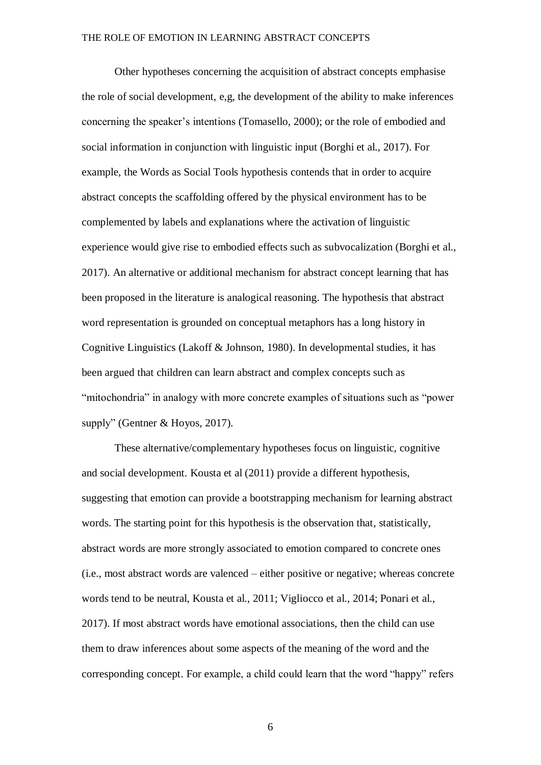Other hypotheses concerning the acquisition of abstract concepts emphasise the role of social development, e,g, the development of the ability to make inferences concerning the speaker's intentions (Tomasello, 2000); or the role of embodied and social information in conjunction with linguistic input (Borghi et al., 2017). For example, the Words as Social Tools hypothesis contends that in order to acquire abstract concepts the scaffolding offered by the physical environment has to be complemented by labels and explanations where the activation of linguistic experience would give rise to embodied effects such as subvocalization (Borghi et al., 2017). An alternative or additional mechanism for abstract concept learning that has been proposed in the literature is analogical reasoning. The hypothesis that abstract word representation is grounded on conceptual metaphors has a long history in Cognitive Linguistics (Lakoff & Johnson, 1980). In developmental studies, it has been argued that children can learn abstract and complex concepts such as "mitochondria" in analogy with more concrete examples of situations such as "power supply" (Gentner & Hoyos, 2017).

These alternative/complementary hypotheses focus on linguistic, cognitive and social development. Kousta et al (2011) provide a different hypothesis, suggesting that emotion can provide a bootstrapping mechanism for learning abstract words. The starting point for this hypothesis is the observation that, statistically, abstract words are more strongly associated to emotion compared to concrete ones (i.e., most abstract words are valenced – either positive or negative; whereas concrete words tend to be neutral, Kousta et al., 2011; Vigliocco et al., 2014; Ponari et al., 2017). If most abstract words have emotional associations, then the child can use them to draw inferences about some aspects of the meaning of the word and the corresponding concept. For example, a child could learn that the word "happy" refers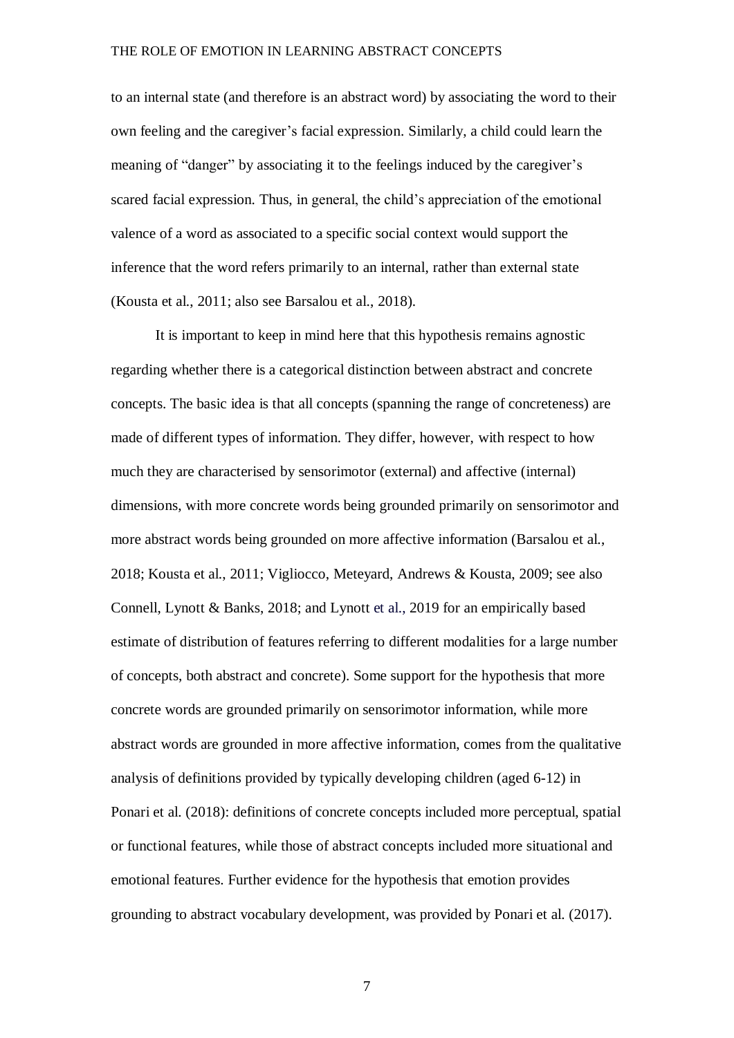to an internal state (and therefore is an abstract word) by associating the word to their own feeling and the caregiver's facial expression. Similarly, a child could learn the meaning of "danger" by associating it to the feelings induced by the caregiver's scared facial expression. Thus, in general, the child's appreciation of the emotional valence of a word as associated to a specific social context would support the inference that the word refers primarily to an internal, rather than external state (Kousta et al., 2011; also see Barsalou et al., 2018).

It is important to keep in mind here that this hypothesis remains agnostic regarding whether there is a categorical distinction between abstract and concrete concepts. The basic idea is that all concepts (spanning the range of concreteness) are made of different types of information. They differ, however, with respect to how much they are characterised by sensorimotor (external) and affective (internal) dimensions, with more concrete words being grounded primarily on sensorimotor and more abstract words being grounded on more affective information (Barsalou et al., 2018; Kousta et al., 2011; Vigliocco, Meteyard, Andrews & Kousta, 2009; see also Connell, Lynott & Banks, 2018; and Lynott et al., 2019 for an empirically based estimate of distribution of features referring to different modalities for a large number of concepts, both abstract and concrete). Some support for the hypothesis that more concrete words are grounded primarily on sensorimotor information, while more abstract words are grounded in more affective information, comes from the qualitative analysis of definitions provided by typically developing children (aged 6-12) in Ponari et al. (2018): definitions of concrete concepts included more perceptual, spatial or functional features, while those of abstract concepts included more situational and emotional features. Further evidence for the hypothesis that emotion provides grounding to abstract vocabulary development, was provided by Ponari et al. (2017).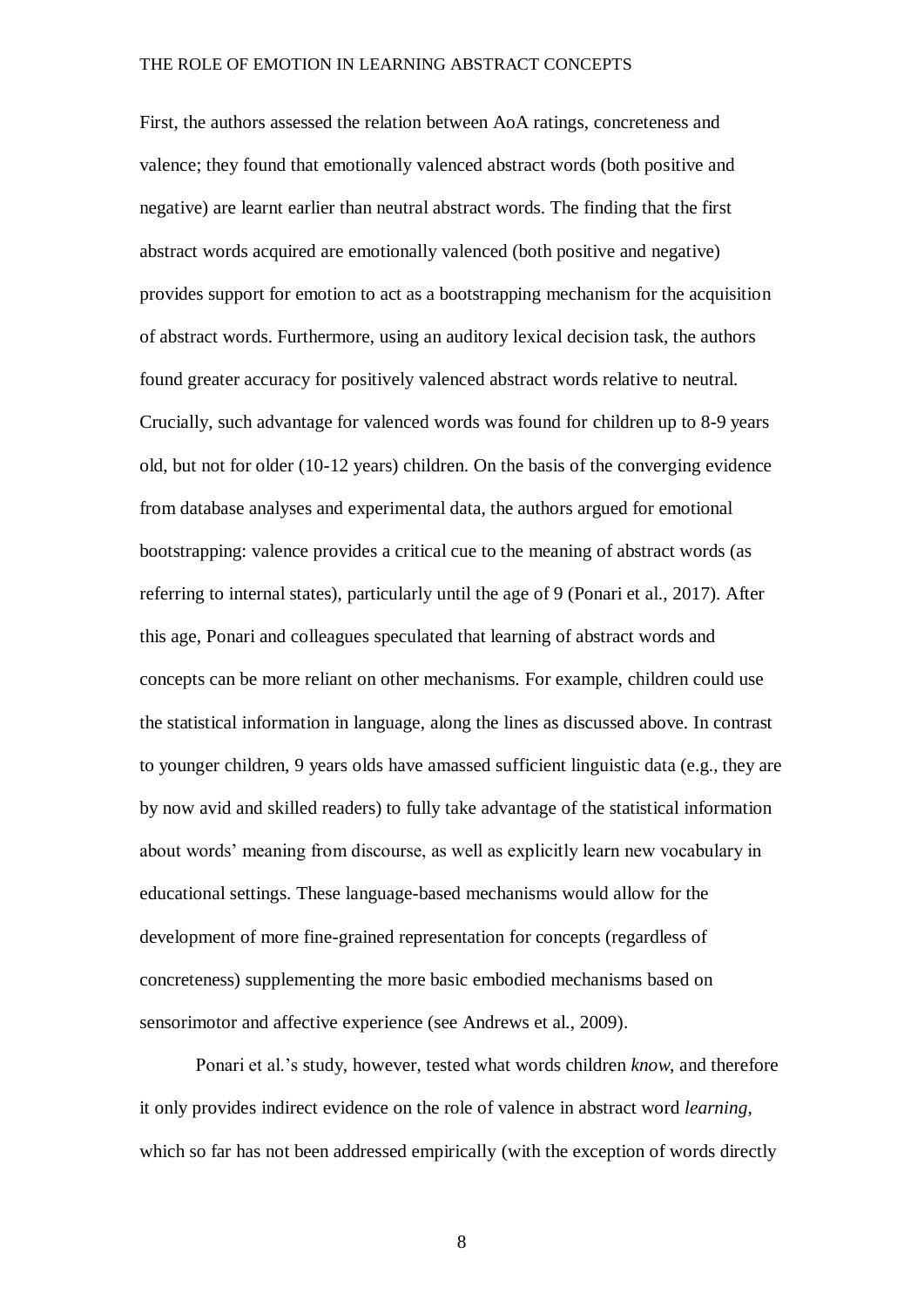First, the authors assessed the relation between AoA ratings, concreteness and valence; they found that emotionally valenced abstract words (both positive and negative) are learnt earlier than neutral abstract words. The finding that the first abstract words acquired are emotionally valenced (both positive and negative) provides support for emotion to act as a bootstrapping mechanism for the acquisition of abstract words. Furthermore, using an auditory lexical decision task, the authors found greater accuracy for positively valenced abstract words relative to neutral. Crucially, such advantage for valenced words was found for children up to 8-9 years old, but not for older (10-12 years) children. On the basis of the converging evidence from database analyses and experimental data, the authors argued for emotional bootstrapping: valence provides a critical cue to the meaning of abstract words (as referring to internal states), particularly until the age of 9 (Ponari et al., 2017). After this age, Ponari and colleagues speculated that learning of abstract words and concepts can be more reliant on other mechanisms. For example, children could use the statistical information in language, along the lines as discussed above. In contrast to younger children, 9 years olds have amassed sufficient linguistic data (e.g., they are by now avid and skilled readers) to fully take advantage of the statistical information about words' meaning from discourse, as well as explicitly learn new vocabulary in educational settings. These language-based mechanisms would allow for the development of more fine-grained representation for concepts (regardless of concreteness) supplementing the more basic embodied mechanisms based on sensorimotor and affective experience (see Andrews et al., 2009).

Ponari et al.'s study, however, tested what words children *know*, and therefore it only provides indirect evidence on the role of valence in abstract word *learning*, which so far has not been addressed empirically (with the exception of words directly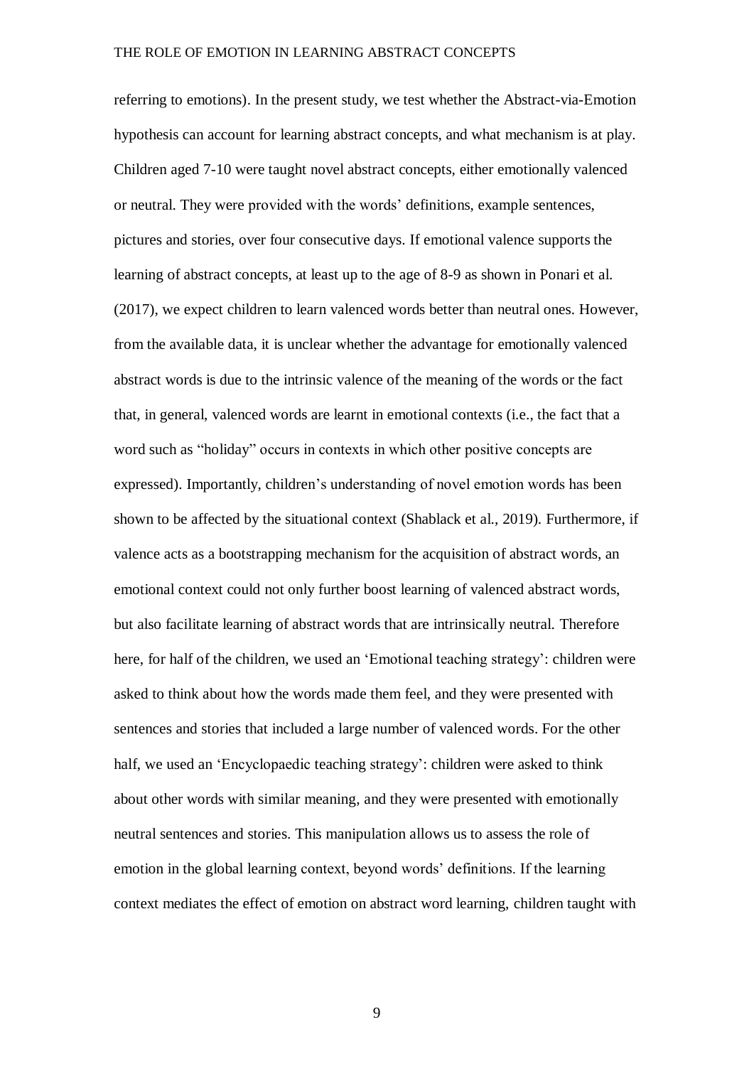referring to emotions). In the present study, we test whether the Abstract-via-Emotion hypothesis can account for learning abstract concepts, and what mechanism is at play. Children aged 7-10 were taught novel abstract concepts, either emotionally valenced or neutral. They were provided with the words' definitions, example sentences, pictures and stories, over four consecutive days. If emotional valence supports the learning of abstract concepts, at least up to the age of 8-9 as shown in Ponari et al. (2017), we expect children to learn valenced words better than neutral ones. However, from the available data, it is unclear whether the advantage for emotionally valenced abstract words is due to the intrinsic valence of the meaning of the words or the fact that, in general, valenced words are learnt in emotional contexts (i.e., the fact that a word such as "holiday" occurs in contexts in which other positive concepts are expressed). Importantly, children's understanding of novel emotion words has been shown to be affected by the situational context (Shablack et al., 2019). Furthermore, if valence acts as a bootstrapping mechanism for the acquisition of abstract words, an emotional context could not only further boost learning of valenced abstract words, but also facilitate learning of abstract words that are intrinsically neutral. Therefore here, for half of the children, we used an 'Emotional teaching strategy': children were asked to think about how the words made them feel, and they were presented with sentences and stories that included a large number of valenced words. For the other half, we used an 'Encyclopaedic teaching strategy': children were asked to think about other words with similar meaning, and they were presented with emotionally neutral sentences and stories. This manipulation allows us to assess the role of emotion in the global learning context, beyond words' definitions. If the learning context mediates the effect of emotion on abstract word learning, children taught with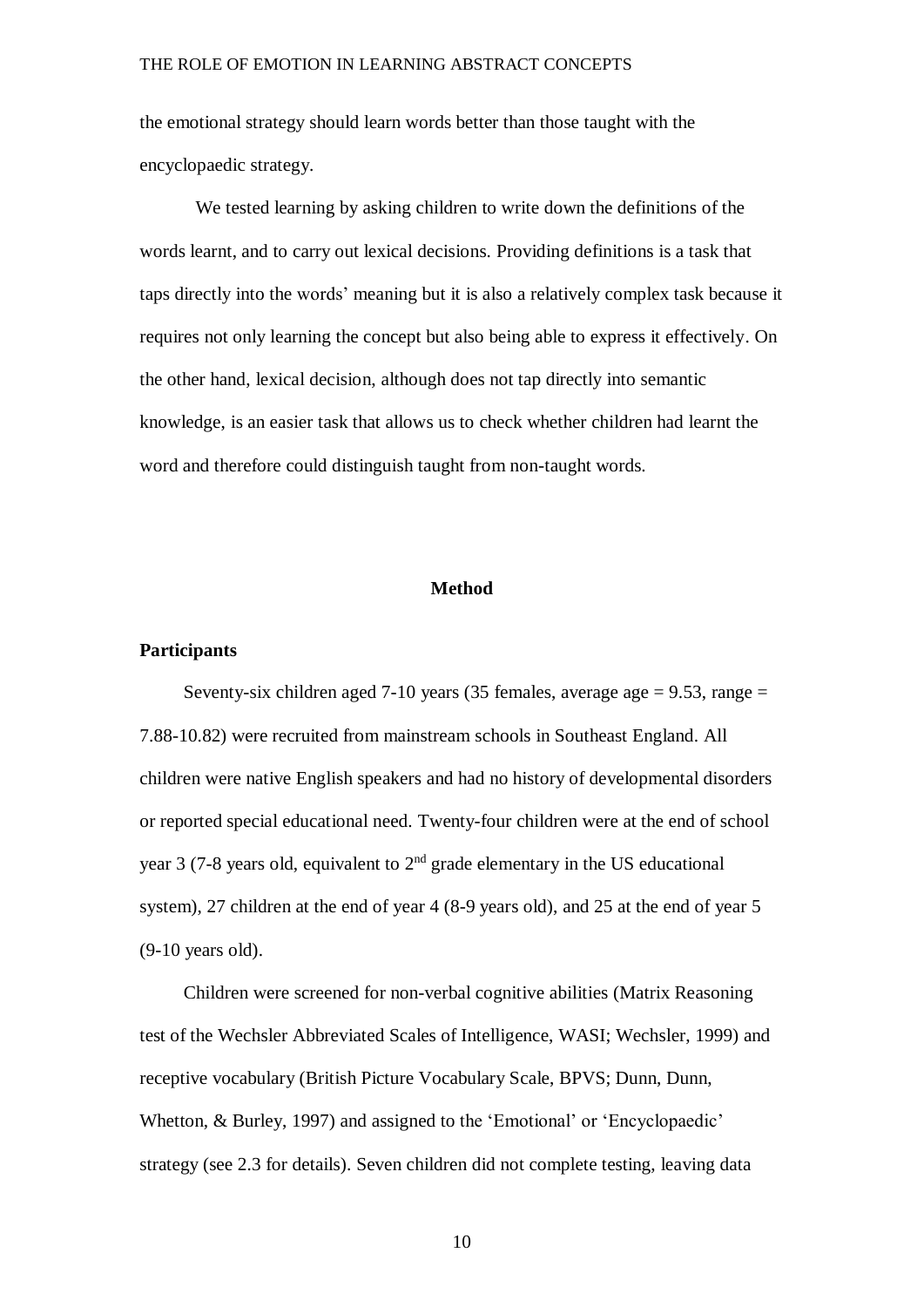the emotional strategy should learn words better than those taught with the encyclopaedic strategy.

We tested learning by asking children to write down the definitions of the words learnt, and to carry out lexical decisions. Providing definitions is a task that taps directly into the words' meaning but it is also a relatively complex task because it requires not only learning the concept but also being able to express it effectively. On the other hand, lexical decision, although does not tap directly into semantic knowledge, is an easier task that allows us to check whether children had learnt the word and therefore could distinguish taught from non-taught words.

# Method

## Participants

Seventy-six children aged 7-10 years (35 females, average age = 9.53, range = 7.88-10.82) were recruited from mainstream schools in Southeast England. All children were native English speakers and had no history of developmental disorders or reported special educational need. Twenty-four children were at the end of school year 3 (7-8 years old, equivalent to 2nd grade elementary in the US educational system), 27 children at the end of year 4 (8-9 years old), and 25 at the end of year 5 (9-10 years old).

Children were screened for non-verbal cognitive abilities (Matrix Reasoning test of the Wechsler Abbreviated Scales of Intelligence, WASI; Wechsler, 1999) and receptive vocabulary (British Picture Vocabulary Scale, BPVS; Dunn, Dunn, Whetton, & Burley, 1997) and assigned to the 'Emotional' or 'Encyclopaedic' strategy (see 2.3 for details). Seven children did not complete testing, leaving data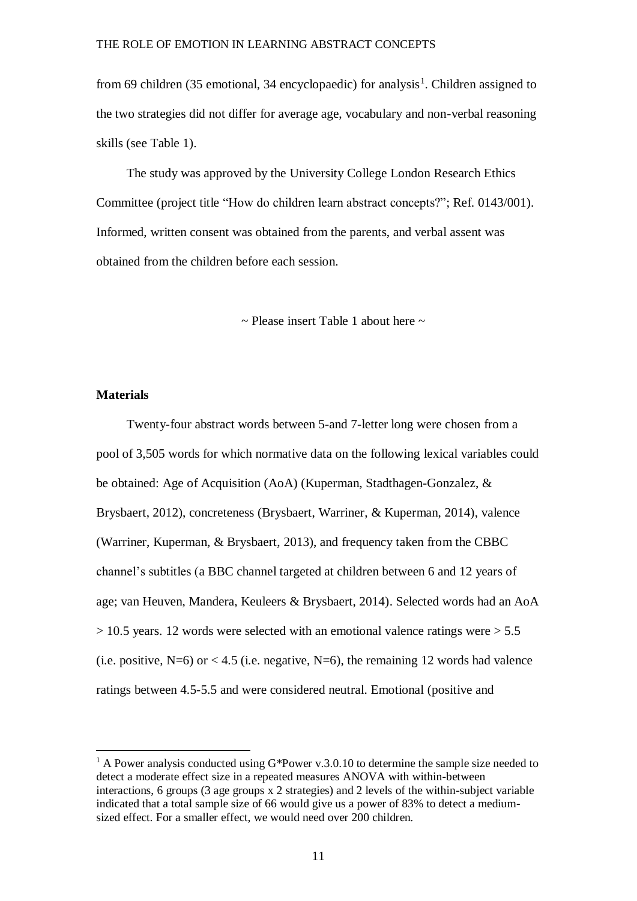from 69 children (35 emotional, 34 encyclopaedic) for analysis[1]. Children assigned to the two strategies did not differ for average age, vocabulary and non-verbal reasoning skills (see Table 1).

The study was approved by the University College London Research Ethics Committee (project title "How do children learn abstract concepts?"; Ref. 0143/001). Informed, written consent was obtained from the parents, and verbal assent was obtained from the children before each session.

~ Please insert Table 1 about here ~

**Materials**

Twenty-four abstract words between 5-and 7-letter long were chosen from a pool of 3,505 words for which normative data on the following lexical variables could be obtained: Age of Acquisition (AoA) (Kuperman, Stadthagen-Gonzalez, & Brysbaert, 2012), concreteness (Brysbaert, Warriner, & Kuperman, 2014), valence (Warriner, Kuperman, & Brysbaert, 2013), and frequency taken from the CBBC channel's subtitles (a BBC channel targeted at children between 6 and 12 years of age; van Heuven, Mandera, Keuleers & Brysbaert, 2014). Selected words had an AoA > 10.5 years. 12 words were selected with an emotional valence ratings were > 5.5 (i.e. positive, N=6) or < 4.5 (i.e. negative, N=6), the remaining 12 words had valence ratings between 4.5-5.5 and were considered neutral. Emotional (positive and

[1] A Power analysis conducted using G*Power v.3.0.10 to determine the sample size needed to detect a moderate effect size in a repeated measures ANOVA with within-between interactions, 6 groups (3 age groups x 2 strategies) and 2 levels of the within-subject variable indicated that a total sample size of 66 would give us a power of 83% to detect a medium-sized effect. For a smaller effect, we would need over 200 children.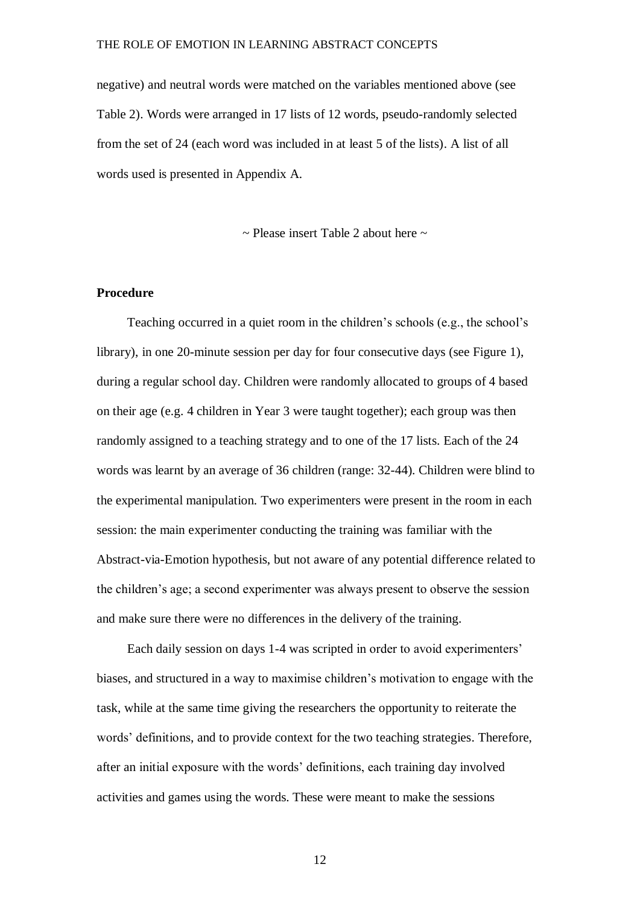negative) and neutral words were matched on the variables mentioned above (see Table 2). Words were arranged in 17 lists of 12 words, pseudo-randomly selected from the set of 24 (each word was included in at least 5 of the lists). A list of all words used is presented in Appendix A.

~ Please insert Table 2 about here ~

**Procedure**

Teaching occurred in a quiet room in the children's schools (e.g., the school's library), in one 20-minute session per day for four consecutive days (see Figure 1), during a regular school day. Children were randomly allocated to groups of 4 based on their age (e.g. 4 children in Year 3 were taught together); each group was then randomly assigned to a teaching strategy and to one of the 17 lists. Each of the 24 words was learnt by an average of 36 children (range: 32-44). Children were blind to the experimental manipulation. Two experimenters were present in the room in each session: the main experimenter conducting the training was familiar with the Abstract-via-Emotion hypothesis, but not aware of any potential difference related to the children's age; a second experimenter was always present to observe the session and make sure there were no differences in the delivery of the training.

Each daily session on days 1-4 was scripted in order to avoid experimenters' biases, and structured in a way to maximise children's motivation to engage with the task, while at the same time giving the researchers the opportunity to reiterate the words' definitions, and to provide context for the two teaching strategies. Therefore, after an initial exposure with the words' definitions, each training day involved activities and games using the words. These were meant to make the sessions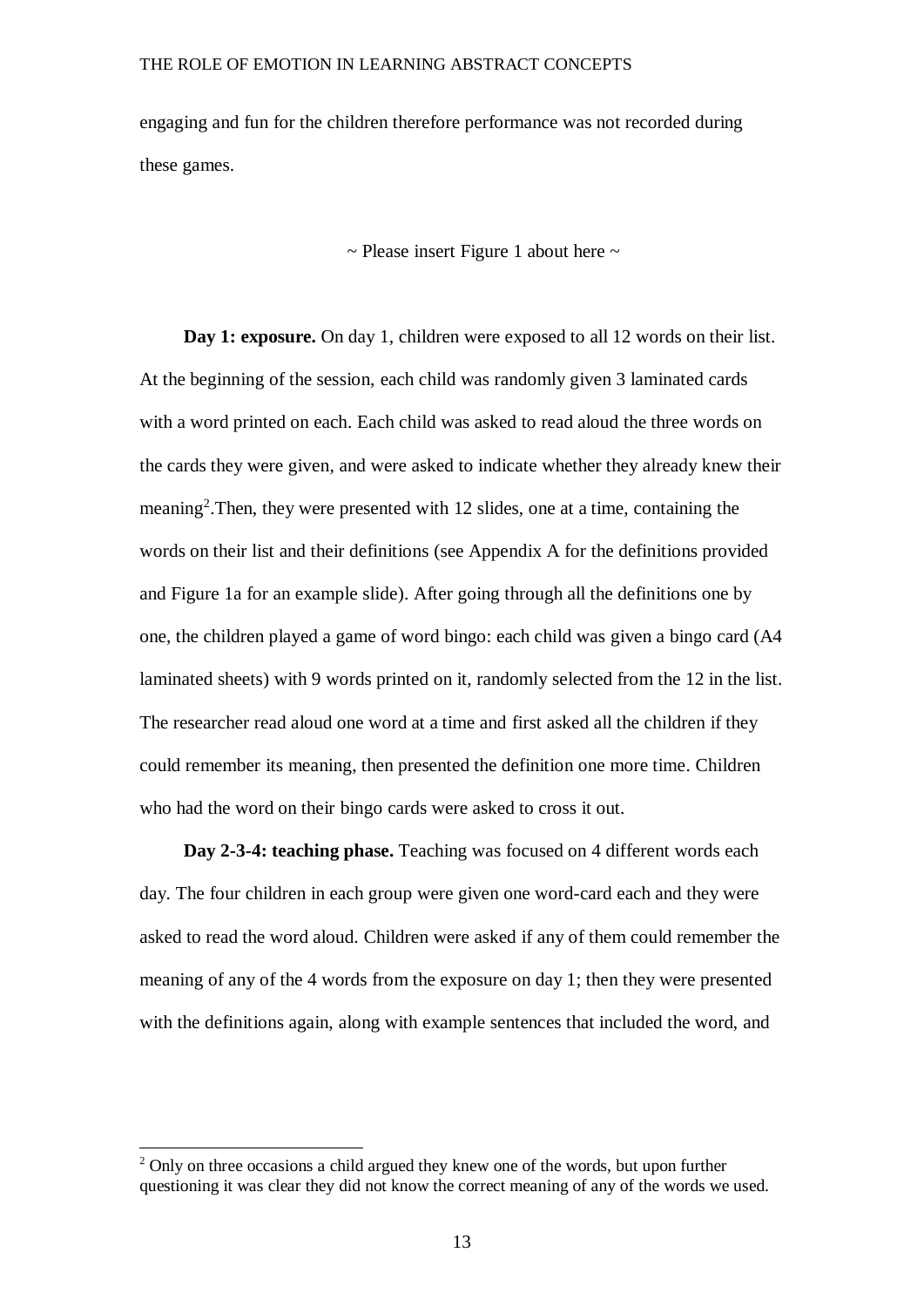engaging and fun for the children therefore performance was not recorded during these games.

~ Please insert Figure 1 about here ~

**Day 1: exposure.** On day 1, children were exposed to all 12 words on their list. At the beginning of the session, each child was randomly given 3 laminated cards with a word printed on each. Each child was asked to read aloud the three words on the cards they were given, and were asked to indicate whether they already knew their meaning[2].Then, they were presented with 12 slides, one at a time, containing the words on their list and their definitions (see Appendix A for the definitions provided and Figure 1a for an example slide). After going through all the definitions one by one, the children played a game of word bingo: each child was given a bingo card (A4 laminated sheets) with 9 words printed on it, randomly selected from the 12 in the list. The researcher read aloud one word at a time and first asked all the children if they could remember its meaning, then presented the definition one more time. Children who had the word on their bingo cards were asked to cross it out.

**Day 2-3-4: teaching phase.** Teaching was focused on 4 different words each day. The four children in each group were given one word-card each and they were asked to read the word aloud. Children were asked if any of them could remember the meaning of any of the 4 words from the exposure on day 1; then they were presented with the definitions again, along with example sentences that included the word, and

[2] Only on three occasions a child argued they knew one of the words, but upon further questioning it was clear they did not know the correct meaning of any of the words we used.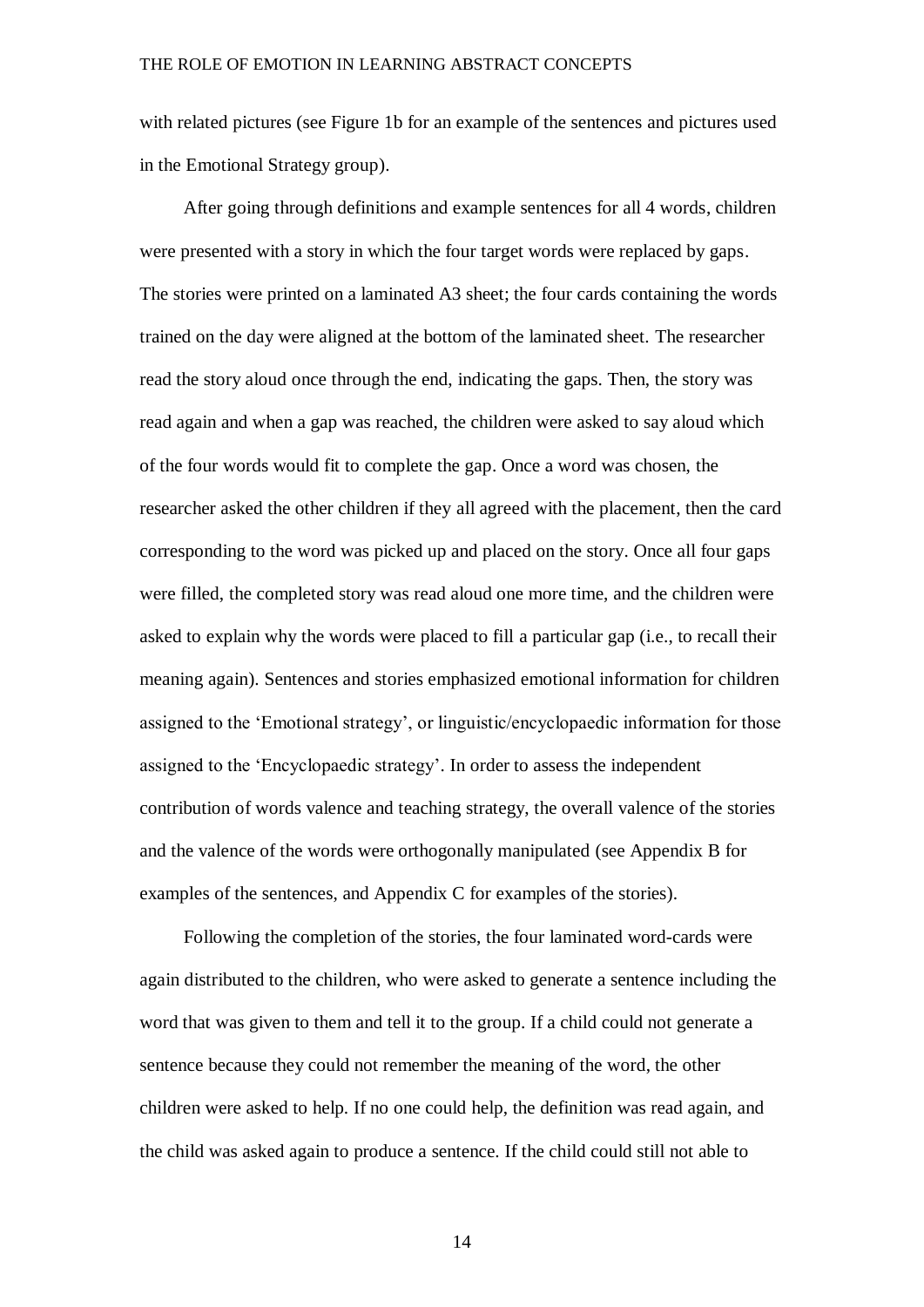with related pictures (see Figure 1b for an example of the sentences and pictures used in the Emotional Strategy group).

After going through definitions and example sentences for all 4 words, children were presented with a story in which the four target words were replaced by gaps. The stories were printed on a laminated A3 sheet; the four cards containing the words trained on the day were aligned at the bottom of the laminated sheet. The researcher read the story aloud once through the end, indicating the gaps. Then, the story was read again and when a gap was reached, the children were asked to say aloud which of the four words would fit to complete the gap. Once a word was chosen, the researcher asked the other children if they all agreed with the placement, then the card corresponding to the word was picked up and placed on the story. Once all four gaps were filled, the completed story was read aloud one more time, and the children were asked to explain why the words were placed to fill a particular gap (i.e., to recall their meaning again). Sentences and stories emphasized emotional information for children assigned to the 'Emotional strategy', or linguistic/encyclopaedic information for those assigned to the 'Encyclopaedic strategy'. In order to assess the independent contribution of words valence and teaching strategy, the overall valence of the stories and the valence of the words were orthogonally manipulated (see Appendix B for examples of the sentences, and Appendix C for examples of the stories).

Following the completion of the stories, the four laminated word-cards were again distributed to the children, who were asked to generate a sentence including the word that was given to them and tell it to the group. If a child could not generate a sentence because they could not remember the meaning of the word, the other children were asked to help. If no one could help, the definition was read again, and the child was asked again to produce a sentence. If the child could still not able to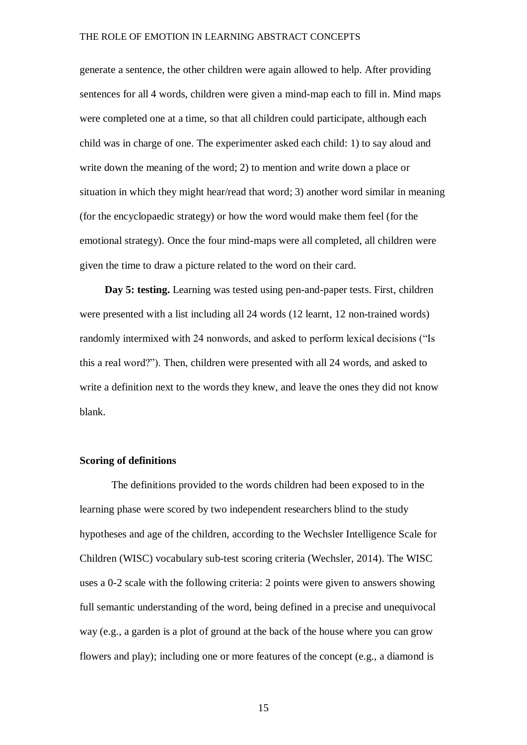generate a sentence, the other children were again allowed to help. After providing sentences for all 4 words, children were given a mind-map each to fill in. Mind maps were completed one at a time, so that all children could participate, although each child was in charge of one. The experimenter asked each child: 1) to say aloud and write down the meaning of the word; 2) to mention and write down a place or situation in which they might hear/read that word; 3) another word similar in meaning (for the encyclopaedic strategy) or how the word would make them feel (for the emotional strategy). Once the four mind-maps were all completed, all children were given the time to draw a picture related to the word on their card.

**Day 5: testing.** Learning was tested using pen-and-paper tests. First, children were presented with a list including all 24 words (12 learnt, 12 non-trained words) randomly intermixed with 24 nonwords, and asked to perform lexical decisions ("Is this a real word?"). Then, children were presented with all 24 words, and asked to write a definition next to the words they knew, and leave the ones they did not know blank.

**Scoring of definitions**

The definitions provided to the words children had been exposed to in the learning phase were scored by two independent researchers blind to the study hypotheses and age of the children, according to the Wechsler Intelligence Scale for Children (WISC) vocabulary sub-test scoring criteria (Wechsler, 2014). The WISC uses a 0-2 scale with the following criteria: 2 points were given to answers showing full semantic understanding of the word, being defined in a precise and unequivocal way (e.g., a garden is a plot of ground at the back of the house where you can grow flowers and play); including one or more features of the concept (e.g., a diamond is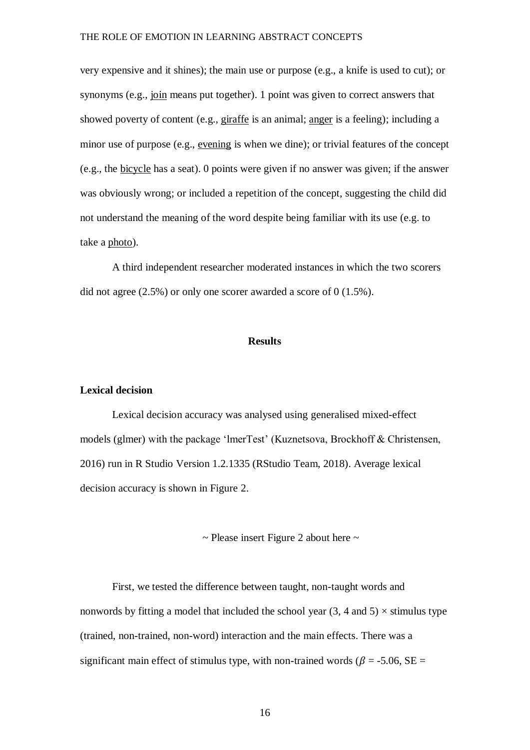very expensive and it shines); the main use or purpose (e.g., a knife is used to cut); or synonyms (e.g., join means put together). 1 point was given to correct answers that showed poverty of content (e.g., giraffe is an animal; anger is a feeling); including a minor use of purpose (e.g., evening is when we dine); or trivial features of the concept (e.g., the bicycle has a seat). 0 points were given if no answer was given; if the answer was obviously wrong; or included a repetition of the concept, suggesting the child did not understand the meaning of the word despite being familiar with its use (e.g. to take a photo).

A third independent researcher moderated instances in which the two scorers did not agree (2.5%) or only one scorer awarded a score of 0 (1.5%).

## Results

### Lexical decision

Lexical decision accuracy was analysed using generalised mixed-effect models (glmer) with the package 'lmerTest' (Kuznetsova, Brockhoff & Christensen, 2016) run in R Studio Version 1.2.1335 (RStudio Team, 2018). Average lexical decision accuracy is shown in Figure 2.

~ Please insert Figure 2 about here ~

First, we tested the difference between taught, non-taught words and nonwords by fitting a model that included the school year (3, 4 and 5) × stimulus type (trained, non-trained, non-word) interaction and the main effects. There was a significant main effect of stimulus type, with non-trained words ($\beta$ = -5.06, SE =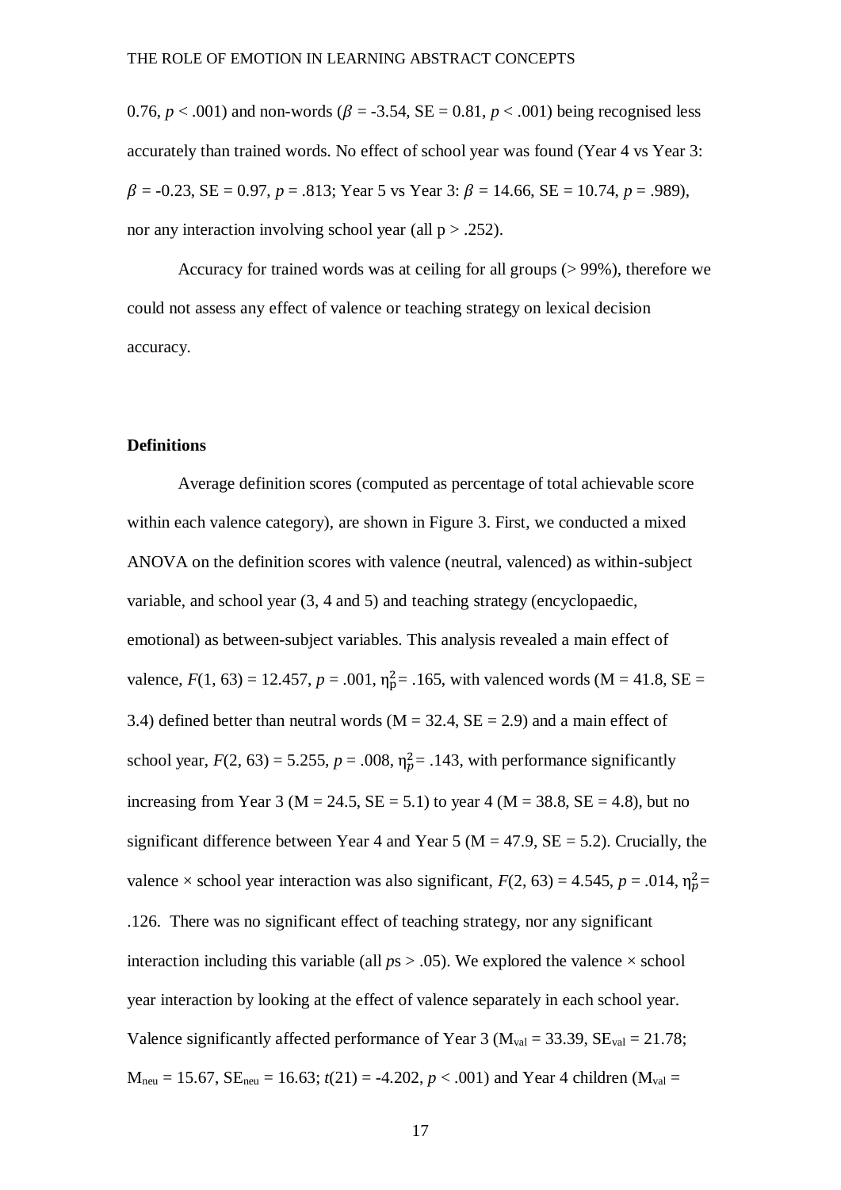0.76, $p < .001$) and non-words ($\beta$ = -3.54, SE = 0.81, $p < .001$) being recognised less accurately than trained words. No effect of school year was found (Year 4 vs Year 3: $\beta$ = -0.23, SE = 0.97, $p$ = .813; Year 5 vs Year 3: $\beta$ = 14.66, SE = 10.74, $p$ = .989), nor any interaction involving school year (all $p > .252$).

Accuracy for trained words was at ceiling for all groups (> 99%), therefore we could not assess any effect of valence or teaching strategy on lexical decision accuracy.

**Definitions**

Average definition scores (computed as percentage of total achievable score within each valence category), are shown in Figure 3. First, we conducted a mixed ANOVA on the definition scores with valence (neutral, valenced) as within-subject variable, and school year (3, 4 and 5) and teaching strategy (encyclopaedic, emotional) as between-subject variables. This analysis revealed a main effect of valence, $F(1, 63) = 12.457$, $p = .001$, $\eta_p^2 = .165$, with valenced words (M = 41.8, SE = 3.4) defined better than neutral words (M = 32.4, SE = 2.9) and a main effect of school year, $F(2, 63) = 5.255$, $p = .008$, $\eta_p^2 = .143$, with performance significantly increasing from Year 3 (M = 24.5, SE = 5.1) to year 4 (M = 38.8, SE = 4.8), but no significant difference between Year 4 and Year 5 (M = 47.9, SE = 5.2). Crucially, the valence × school year interaction was also significant, $F(2, 63) = 4.545$, $p = .014$, $\eta_p^2 = .126$. There was no significant effect of teaching strategy, nor any significant interaction including this variable (all $p$s > .05). We explored the valence × school year interaction by looking at the effect of valence separately in each school year. Valence significantly affected performance of Year 3 ($M_{val}$ = 33.39, $SE_{val}$ = 21.78; $M_{neu}$ = 15.67, $SE_{neu}$ = 16.63; $t(21) = -4.202$, $p < .001$) and Year 4 children ($M_{val}$ =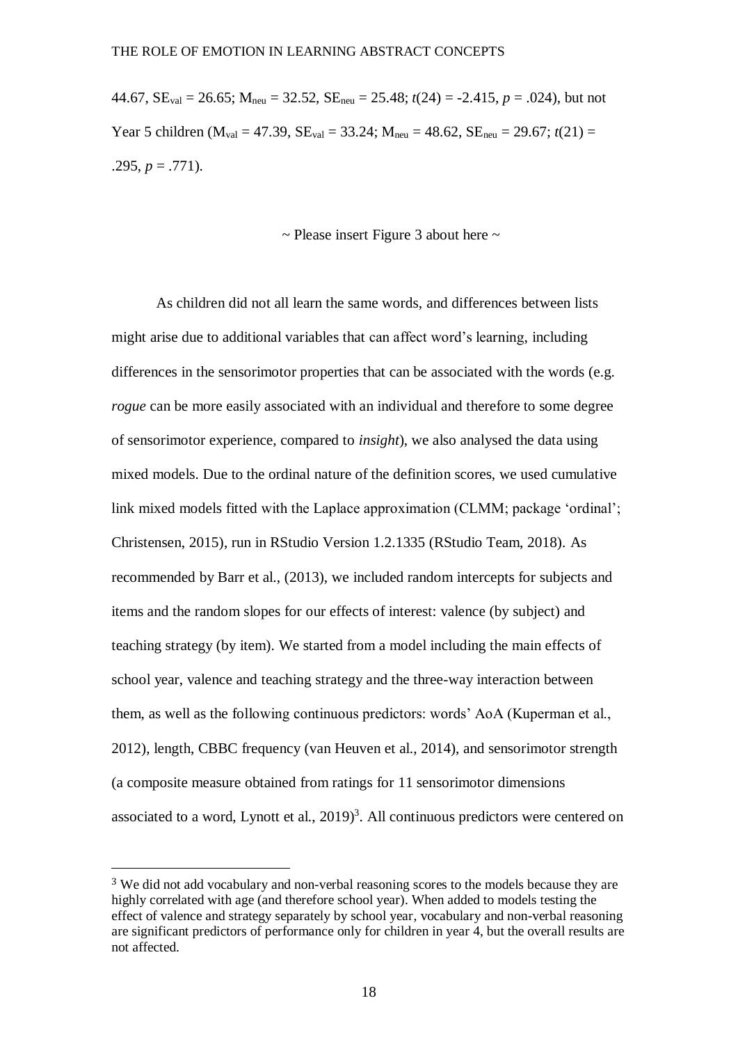44.67, $SE_{val}$ = 26.65; $M_{neu}$ = 32.52, $SE_{neu}$ = 25.48; $t(24) = -2.415$, $p = .024$), but not Year 5 children ($M_{val}$ = 47.39, $SE_{val}$ = 33.24; $M_{neu}$ = 48.62, $SE_{neu}$ = 29.67; $t(21) = .295$, $p = .771$).

~ Please insert Figure 3 about here ~

As children did not all learn the same words, and differences between lists might arise due to additional variables that can affect word's learning, including differences in the sensorimotor properties that can be associated with the words (e.g. *rogue* can be more easily associated with an individual and therefore to some degree of sensorimotor experience, compared to *insight*), we also analysed the data using mixed models. Due to the ordinal nature of the definition scores, we used cumulative link mixed models fitted with the Laplace approximation (CLMM; package 'ordinal'; Christensen, 2015), run in RStudio Version 1.2.1335 (RStudio Team, 2018). As recommended by Barr et al., (2013), we included random intercepts for subjects and items and the random slopes for our effects of interest: valence (by subject) and teaching strategy (by item). We started from a model including the main effects of school year, valence and teaching strategy and the three-way interaction between them, as well as the following continuous predictors: words' AoA (Kuperman et al., 2012), length, CBBC frequency (van Heuven et al., 2014), and sensorimotor strength (a composite measure obtained from ratings for 11 sensorimotor dimensions associated to a word, Lynott et al., 2019)[3]. All continuous predictors were centered on

[3] We did not add vocabulary and non-verbal reasoning scores to the models because they are highly correlated with age (and therefore school year). When added to models testing the effect of valence and strategy separately by school year, vocabulary and non-verbal reasoning are significant predictors of performance only for children in year 4, but the overall results are not affected.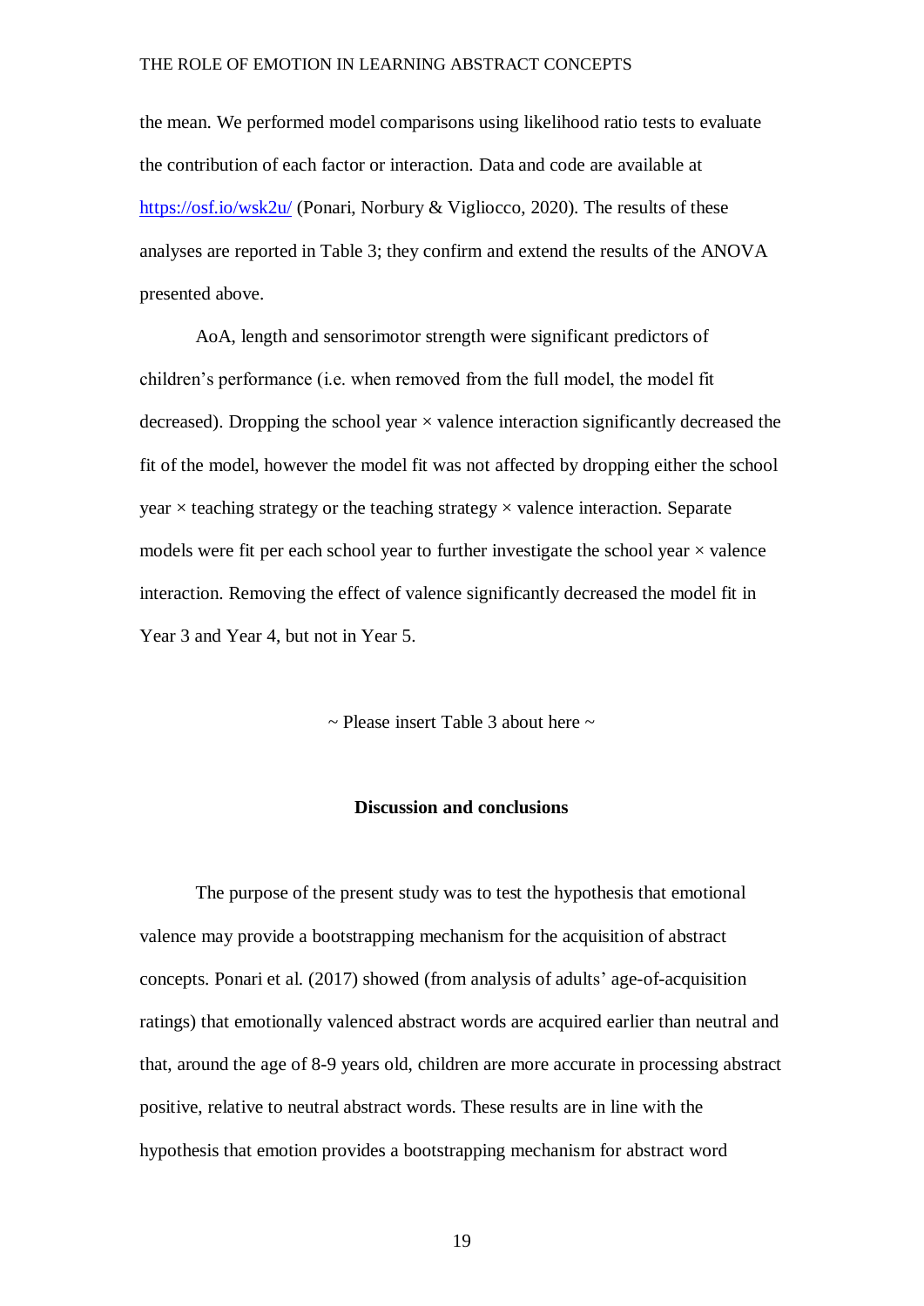the mean. We performed model comparisons using likelihood ratio tests to evaluate the contribution of each factor or interaction. Data and code are available at https://osf.io/wsk2u/ (Ponari, Norbury & Vigliocco, 2020). The results of these analyses are reported in Table 3; they confirm and extend the results of the ANOVA presented above.

AoA, length and sensorimotor strength were significant predictors of children's performance (i.e. when removed from the full model, the model fit decreased). Dropping the school year × valence interaction significantly decreased the fit of the model, however the model fit was not affected by dropping either the school year × teaching strategy or the teaching strategy × valence interaction. Separate models were fit per each school year to further investigate the school year × valence interaction. Removing the effect of valence significantly decreased the model fit in Year 3 and Year 4, but not in Year 5.

~ Please insert Table 3 about here ~

## Discussion and conclusions

The purpose of the present study was to test the hypothesis that emotional valence may provide a bootstrapping mechanism for the acquisition of abstract concepts. Ponari et al. (2017) showed (from analysis of adults' age-of-acquisition ratings) that emotionally valenced abstract words are acquired earlier than neutral and that, around the age of 8-9 years old, children are more accurate in processing abstract positive, relative to neutral abstract words. These results are in line with the hypothesis that emotion provides a bootstrapping mechanism for abstract word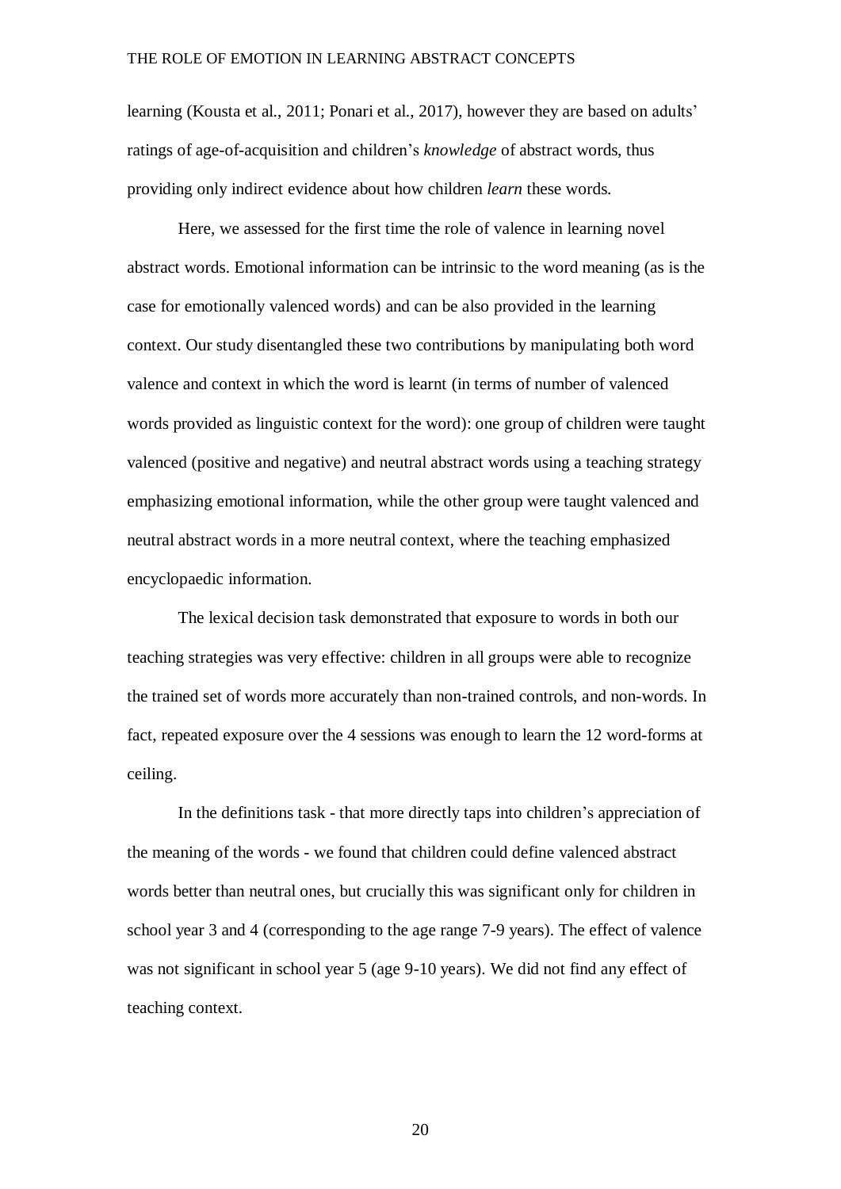learning (Kousta et al., 2011; Ponari et al., 2017), however they are based on adults' ratings of age-of-acquisition and children's *knowledge* of abstract words, thus providing only indirect evidence about how children *learn* these words.

Here, we assessed for the first time the role of valence in learning novel abstract words. Emotional information can be intrinsic to the word meaning (as is the case for emotionally valenced words) and can be also provided in the learning context. Our study disentangled these two contributions by manipulating both word valence and context in which the word is learnt (in terms of number of valenced words provided as linguistic context for the word): one group of children were taught valenced (positive and negative) and neutral abstract words using a teaching strategy emphasizing emotional information, while the other group were taught valenced and neutral abstract words in a more neutral context, where the teaching emphasized encyclopaedic information.

The lexical decision task demonstrated that exposure to words in both our teaching strategies was very effective: children in all groups were able to recognize the trained set of words more accurately than non-trained controls, and non-words. In fact, repeated exposure over the 4 sessions was enough to learn the 12 word-forms at ceiling.

In the definitions task - that more directly taps into children's appreciation of the meaning of the words - we found that children could define valenced abstract words better than neutral ones, but crucially this was significant only for children in school year 3 and 4 (corresponding to the age range 7-9 years). The effect of valence was not significant in school year 5 (age 9-10 years). We did not find any effect of teaching context.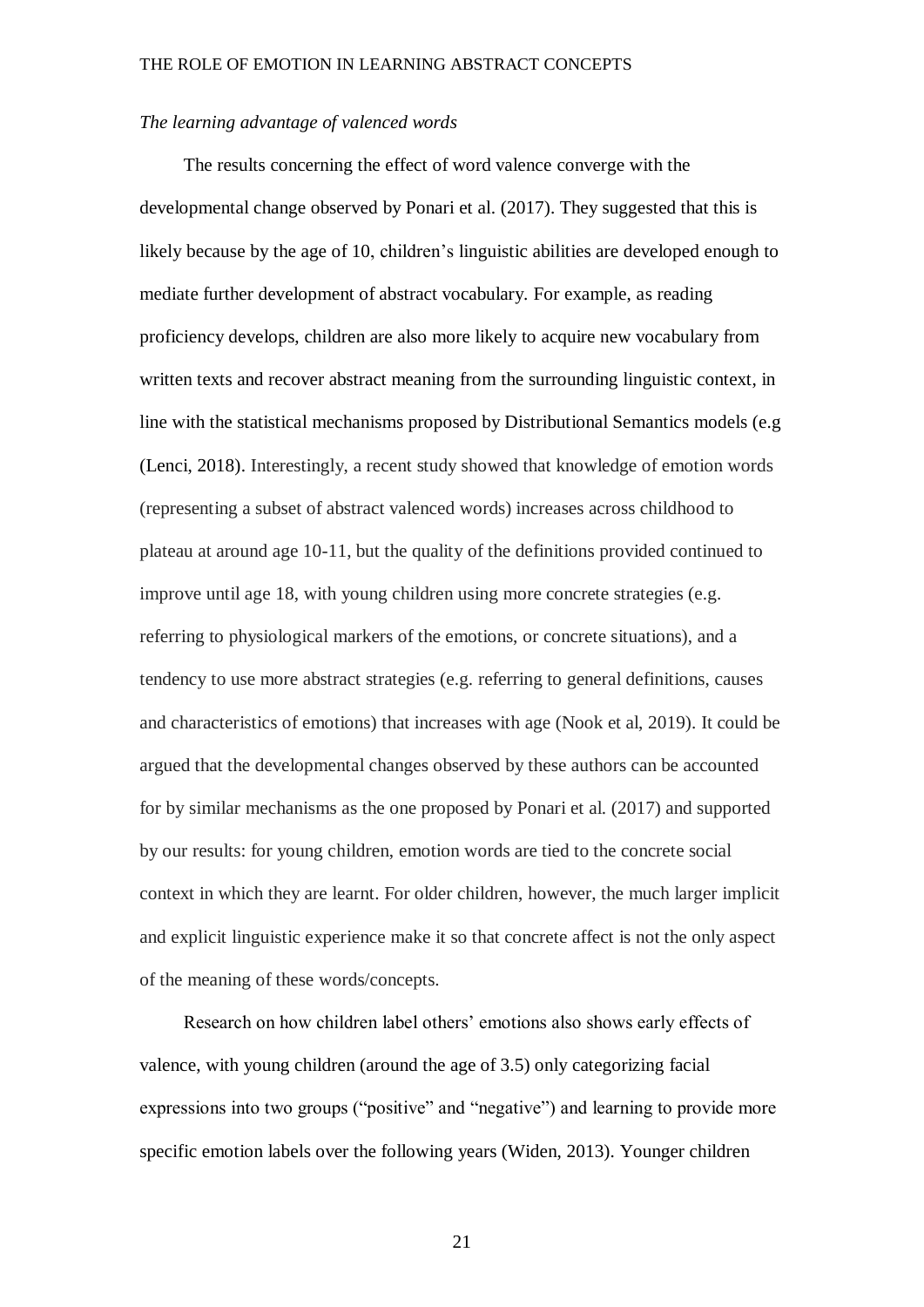*The learning advantage of valenced words*

The results concerning the effect of word valence converge with the developmental change observed by Ponari et al. (2017). They suggested that this is likely because by the age of 10, children's linguistic abilities are developed enough to mediate further development of abstract vocabulary. For example, as reading proficiency develops, children are also more likely to acquire new vocabulary from written texts and recover abstract meaning from the surrounding linguistic context, in line with the statistical mechanisms proposed by Distributional Semantics models (e.g (Lenci, 2018). Interestingly, a recent study showed that knowledge of emotion words (representing a subset of abstract valenced words) increases across childhood to plateau at around age 10-11, but the quality of the definitions provided continued to improve until age 18, with young children using more concrete strategies (e.g. referring to physiological markers of the emotions, or concrete situations), and a tendency to use more abstract strategies (e.g. referring to general definitions, causes and characteristics of emotions) that increases with age (Nook et al, 2019). It could be argued that the developmental changes observed by these authors can be accounted for by similar mechanisms as the one proposed by Ponari et al. (2017) and supported by our results: for young children, emotion words are tied to the concrete social context in which they are learnt. For older children, however, the much larger implicit and explicit linguistic experience make it so that concrete affect is not the only aspect of the meaning of these words/concepts.

Research on how children label others' emotions also shows early effects of valence, with young children (around the age of 3.5) only categorizing facial expressions into two groups ("positive" and "negative") and learning to provide more specific emotion labels over the following years (Widen, 2013). Younger children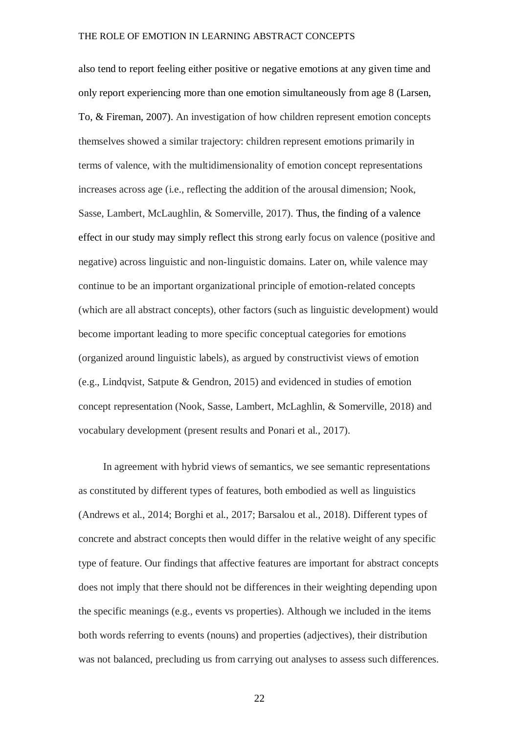also tend to report feeling either positive or negative emotions at any given time and only report experiencing more than one emotion simultaneously from age 8 (Larsen, To, & Fireman, 2007). An investigation of how children represent emotion concepts themselves showed a similar trajectory: children represent emotions primarily in terms of valence, with the multidimensionality of emotion concept representations increases across age (i.e., reflecting the addition of the arousal dimension; Nook, Sasse, Lambert, McLaughlin, & Somerville, 2017). Thus, the finding of a valence effect in our study may simply reflect this strong early focus on valence (positive and negative) across linguistic and non-linguistic domains. Later on, while valence may continue to be an important organizational principle of emotion-related concepts (which are all abstract concepts), other factors (such as linguistic development) would become important leading to more specific conceptual categories for emotions (organized around linguistic labels), as argued by constructivist views of emotion (e.g., Lindqvist, Satpute & Gendron, 2015) and evidenced in studies of emotion concept representation (Nook, Sasse, Lambert, McLaghlin, & Somerville, 2018) and vocabulary development (present results and Ponari et al., 2017).

In agreement with hybrid views of semantics, we see semantic representations as constituted by different types of features, both embodied as well as linguistics (Andrews et al., 2014; Borghi et al., 2017; Barsalou et al., 2018). Different types of concrete and abstract concepts then would differ in the relative weight of any specific type of feature. Our findings that affective features are important for abstract concepts does not imply that there should not be differences in their weighting depending upon the specific meanings (e.g., events vs properties). Although we included in the items both words referring to events (nouns) and properties (adjectives), their distribution was not balanced, precluding us from carrying out analyses to assess such differences.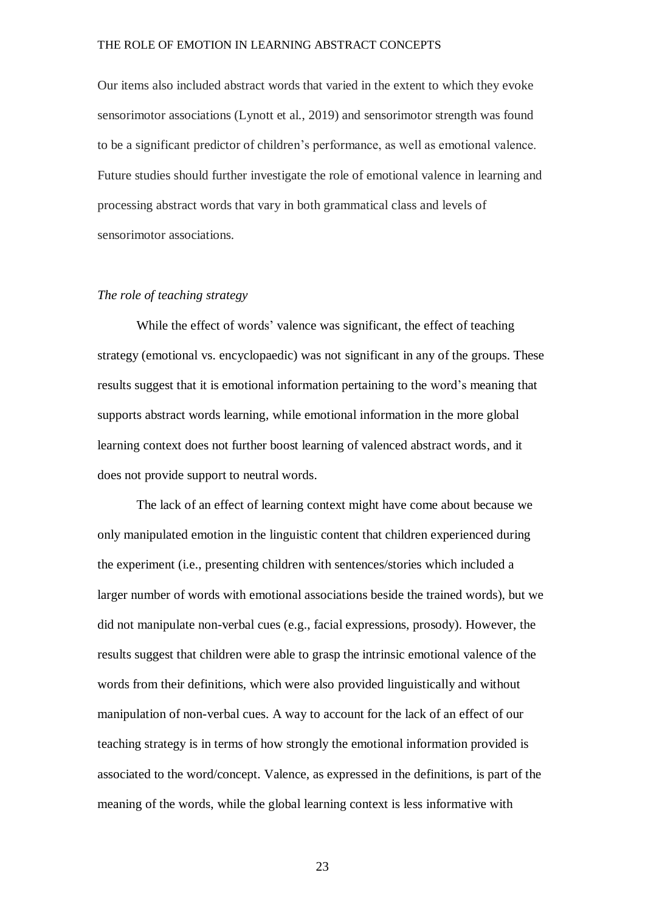Our items also included abstract words that varied in the extent to which they evoke sensorimotor associations (Lynott et al., 2019) and sensorimotor strength was found to be a significant predictor of children's performance, as well as emotional valence. Future studies should further investigate the role of emotional valence in learning and processing abstract words that vary in both grammatical class and levels of sensorimotor associations.

### *The role of teaching strategy*

While the effect of words' valence was significant, the effect of teaching strategy (emotional vs. encyclopaedic) was not significant in any of the groups. These results suggest that it is emotional information pertaining to the word's meaning that supports abstract words learning, while emotional information in the more global learning context does not further boost learning of valenced abstract words, and it does not provide support to neutral words.

The lack of an effect of learning context might have come about because we only manipulated emotion in the linguistic content that children experienced during the experiment (i.e., presenting children with sentences/stories which included a larger number of words with emotional associations beside the trained words), but we did not manipulate non-verbal cues (e.g., facial expressions, prosody). However, the results suggest that children were able to grasp the intrinsic emotional valence of the words from their definitions, which were also provided linguistically and without manipulation of non-verbal cues. A way to account for the lack of an effect of our teaching strategy is in terms of how strongly the emotional information provided is associated to the word/concept. Valence, as expressed in the definitions, is part of the meaning of the words, while the global learning context is less informative with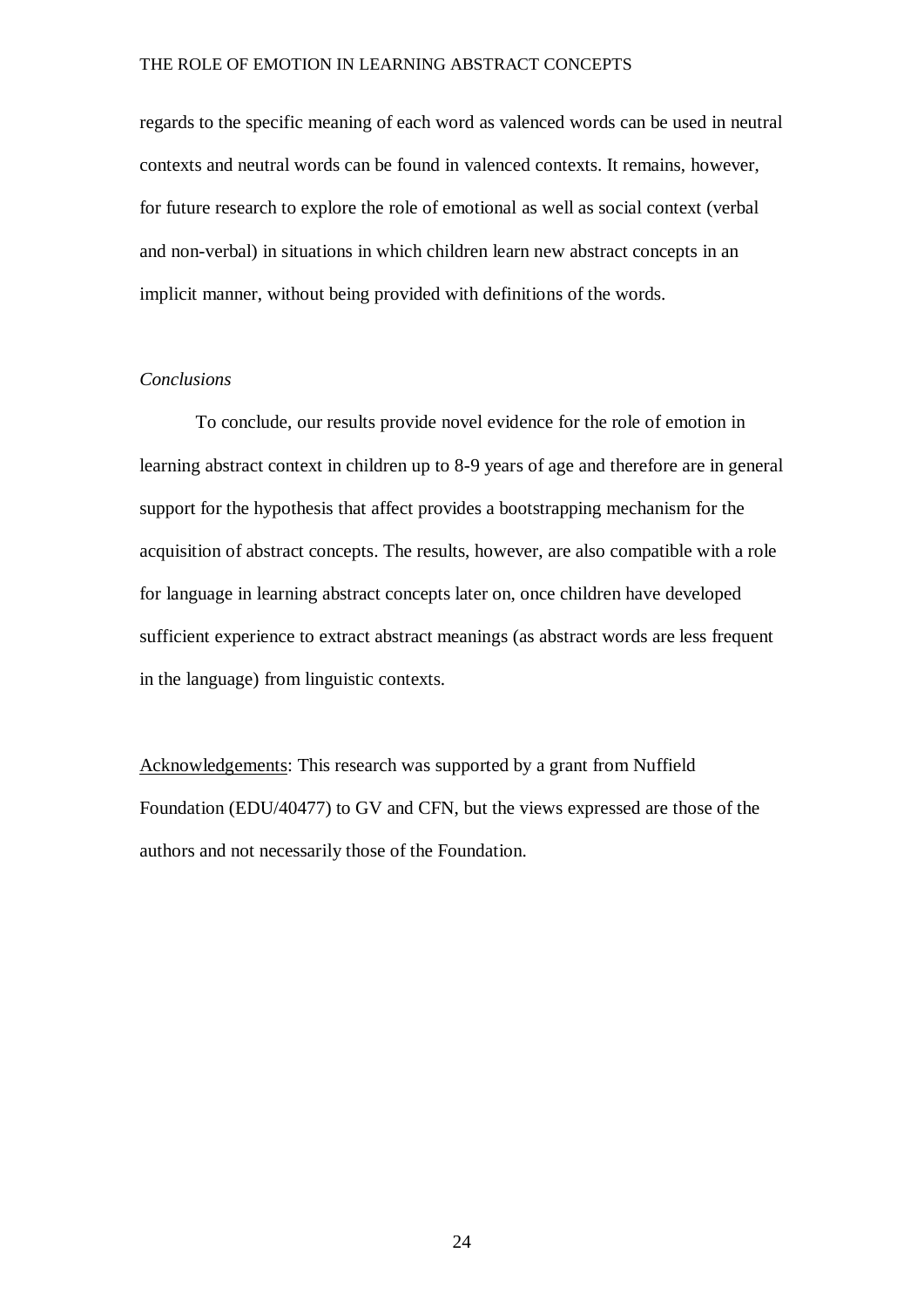regards to the specific meaning of each word as valenced words can be used in neutral contexts and neutral words can be found in valenced contexts. It remains, however, for future research to explore the role of emotional as well as social context (verbal and non-verbal) in situations in which children learn new abstract concepts in an implicit manner, without being provided with definitions of the words.

*Conclusions*

To conclude, our results provide novel evidence for the role of emotion in learning abstract context in children up to 8-9 years of age and therefore are in general support for the hypothesis that affect provides a bootstrapping mechanism for the acquisition of abstract concepts. The results, however, are also compatible with a role for language in learning abstract concepts later on, once children have developed sufficient experience to extract abstract meanings (as abstract words are less frequent in the language) from linguistic contexts.

<u>Acknowledgements</u>: This research was supported by a grant from Nuffield Foundation (EDU/40477) to GV and CFN, but the views expressed are those of the authors and not necessarily those of the Foundation.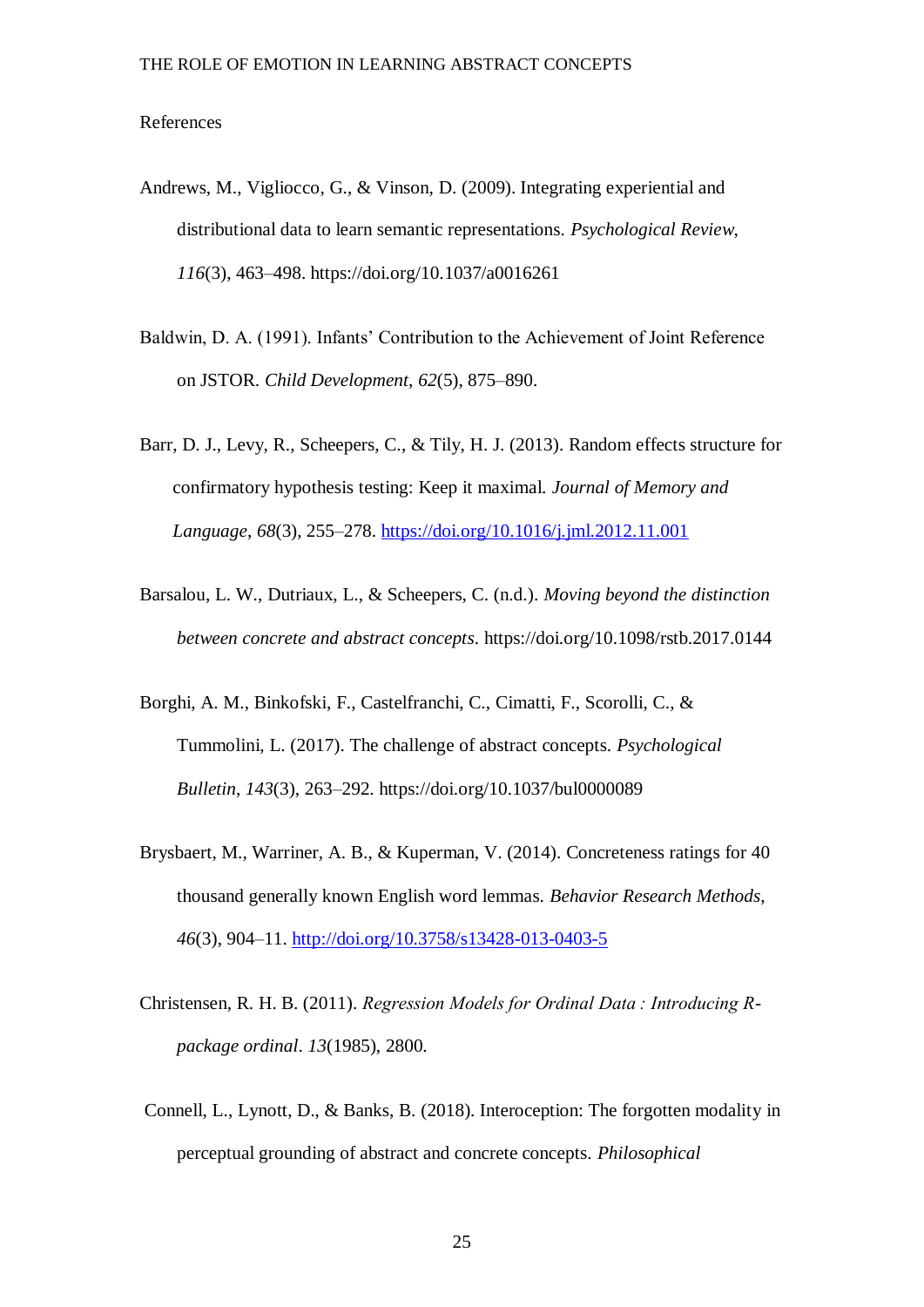References

Andrews, M., Vigliocco, G., & Vinson, D. (2009). Integrating experiential and distributional data to learn semantic representations. *Psychological Review*, *116*(3), 463–498. https://doi.org/10.1037/a0016261

Baldwin, D. A. (1991). Infants' Contribution to the Achievement of Joint Reference on JSTOR. *Child Development*, *62*(5), 875–890.

Barr, D. J., Levy, R., Scheepers, C., & Tily, H. J. (2013). Random effects structure for confirmatory hypothesis testing: Keep it maximal. *Journal of Memory and Language*, *68*(3), 255–278. https://doi.org/10.1016/j.jml.2012.11.001

Barsalou, L. W., Dutriaux, L., & Scheepers, C. (n.d.). *Moving beyond the distinction between concrete and abstract concepts*. https://doi.org/10.1098/rstb.2017.0144

Borghi, A. M., Binkofski, F., Castelfranchi, C., Cimatti, F., Scorolli, C., & Tummolini, L. (2017). The challenge of abstract concepts. *Psychological Bulletin*, *143*(3), 263–292. https://doi.org/10.1037/bul0000089

Brysbaert, M., Warriner, A. B., & Kuperman, V. (2014). Concreteness ratings for 40 thousand generally known English word lemmas. *Behavior Research Methods*, *46*(3), 904–11. http://doi.org/10.3758/s13428-013-0403-5

Christensen, R. H. B. (2011). *Regression Models for Ordinal Data : Introducing R-package ordinal*. *13*(1985), 2800.

Connell, L., Lynott, D., & Banks, B. (2018). Interoception: The forgotten modality in perceptual grounding of abstract and concrete concepts. *Philosophical*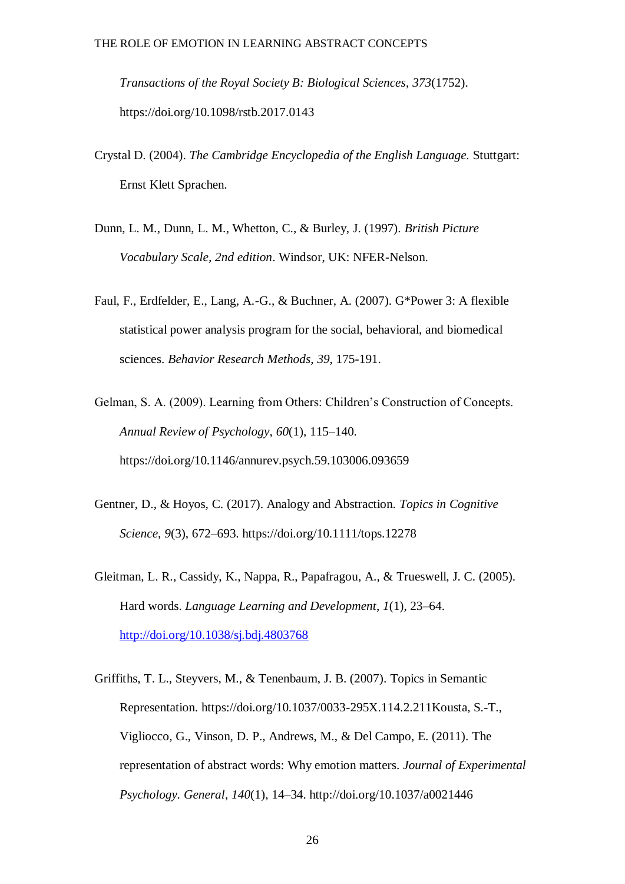*Transactions of the Royal Society B: Biological Sciences*, *373*(1752). https://doi.org/10.1098/rstb.2017.0143

Crystal D. (2004). *The Cambridge Encyclopedia of the English Language.* Stuttgart: Ernst Klett Sprachen.

Dunn, L. M., Dunn, L. M., Whetton, C., & Burley, J. (1997). *British Picture Vocabulary Scale, 2nd edition*. Windsor, UK: NFER-Nelson.

Faul, F., Erdfelder, E., Lang, A.-G., & Buchner, A. (2007). G*Power 3: A flexible statistical power analysis program for the social, behavioral, and biomedical sciences. *Behavior Research Methods*, *39*, 175-191.

Gelman, S. A. (2009). Learning from Others: Children's Construction of Concepts. *Annual Review of Psychology*, *60*(1), 115–140. https://doi.org/10.1146/annurev.psych.59.103006.093659

Gentner, D., & Hoyos, C. (2017). Analogy and Abstraction. *Topics in Cognitive Science*, *9*(3), 672–693. https://doi.org/10.1111/tops.12278

Gleitman, L. R., Cassidy, K., Nappa, R., Papafragou, A., & Trueswell, J. C. (2005). Hard words. *Language Learning and Development*, *1*(1), 23–64. http://doi.org/10.1038/sj.bdj.4803768

Griffiths, T. L., Steyvers, M., & Tenenbaum, J. B. (2007). Topics in Semantic Representation. https://doi.org/10.1037/0033-295X.114.2.211Kousta, S.-T., Vigliocco, G., Vinson, D. P., Andrews, M., & Del Campo, E. (2011). The representation of abstract words: Why emotion matters. *Journal of Experimental Psychology. General*, *140*(1), 14–34. http://doi.org/10.1037/a0021446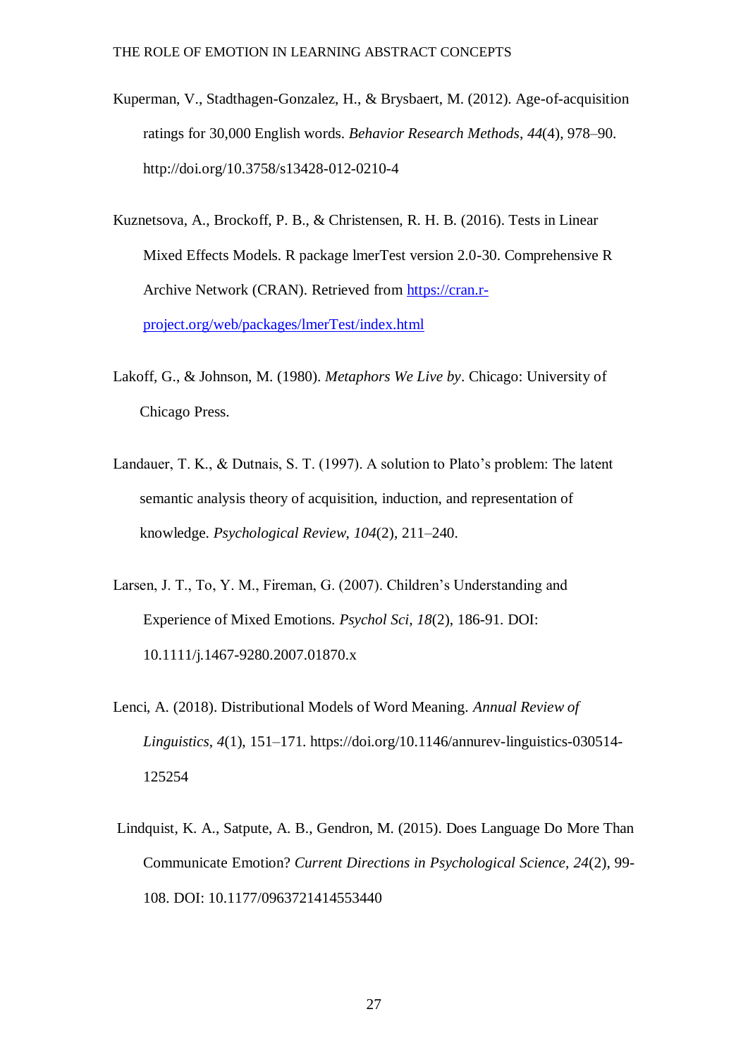Kuperman, V., Stadthagen-Gonzalez, H., & Brysbaert, M. (2012). Age-of-acquisition ratings for 30,000 English words. *Behavior Research Methods*, *44*(4), 978–90. http://doi.org/10.3758/s13428-012-0210-4

Kuznetsova, A., Brockoff, P. B., & Christensen, R. H. B. (2016). Tests in Linear Mixed Effects Models. R package lmerTest version 2.0-30. Comprehensive R Archive Network (CRAN). Retrieved from [https://cran.r-project.org/web/packages/lmerTest/index.html](https://cran.r-project.org/web/packages/lmerTest/index.html)

Lakoff, G., & Johnson, M. (1980). *Metaphors We Live by*. Chicago: University of Chicago Press.

Landauer, T. K., & Dutnais, S. T. (1997). A solution to Plato's problem: The latent semantic analysis theory of acquisition, induction, and representation of knowledge. *Psychological Review*, *104*(2), 211–240.

Larsen, J. T., To, Y. M., Fireman, G. (2007). Children's Understanding and Experience of Mixed Emotions. *Psychol Sci, 18*(2), 186-91. DOI: 10.1111/j.1467-9280.2007.01870.x

Lenci, A. (2018). Distributional Models of Word Meaning. *Annual Review of Linguistics*, *4*(1), 151–171. https://doi.org/10.1146/annurev-linguistics-030514-125254

Lindquist, K. A., Satpute, A. B., Gendron, M. (2015). Does Language Do More Than Communicate Emotion? *Current Directions in Psychological Science, 24*(2), 99-108. DOI: 10.1177/0963721414553440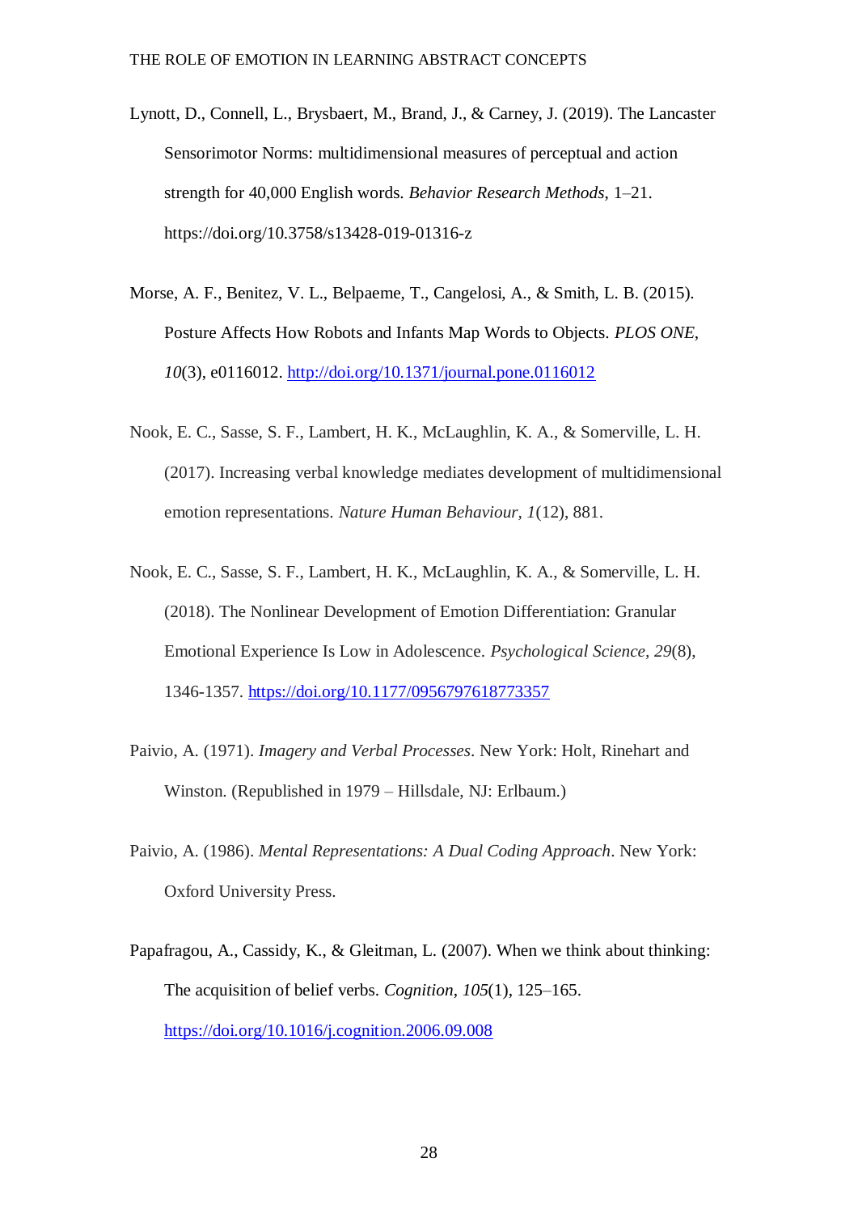Lynott, D., Connell, L., Brysbaert, M., Brand, J., & Carney, J. (2019). The Lancaster Sensorimotor Norms: multidimensional measures of perceptual and action strength for 40,000 English words. *Behavior Research Methods*, 1–21. https://doi.org/10.3758/s13428-019-01316-z

Morse, A. F., Benitez, V. L., Belpaeme, T., Cangelosi, A., & Smith, L. B. (2015). Posture Affects How Robots and Infants Map Words to Objects. *PLOS ONE*, *10*(3), e0116012. http://doi.org/10.1371/journal.pone.0116012

Nook, E. C., Sasse, S. F., Lambert, H. K., McLaughlin, K. A., & Somerville, L. H. (2017). Increasing verbal knowledge mediates development of multidimensional emotion representations. *Nature Human Behaviour*, *1*(12), 881.

Nook, E. C., Sasse, S. F., Lambert, H. K., McLaughlin, K. A., & Somerville, L. H. (2018). The Nonlinear Development of Emotion Differentiation: Granular Emotional Experience Is Low in Adolescence. *Psychological Science*, *29*(8), 1346-1357. https://doi.org/10.1177/0956797618773357

Paivio, A. (1971). *Imagery and Verbal Processes*. New York: Holt, Rinehart and Winston. (Republished in 1979 – Hillsdale, NJ: Erlbaum.)

Paivio, A. (1986). *Mental Representations: A Dual Coding Approach*. New York: Oxford University Press.

Papafragou, A., Cassidy, K., & Gleitman, L. (2007). When we think about thinking: The acquisition of belief verbs. *Cognition*, *105*(1), 125–165. https://doi.org/10.1016/j.cognition.2006.09.008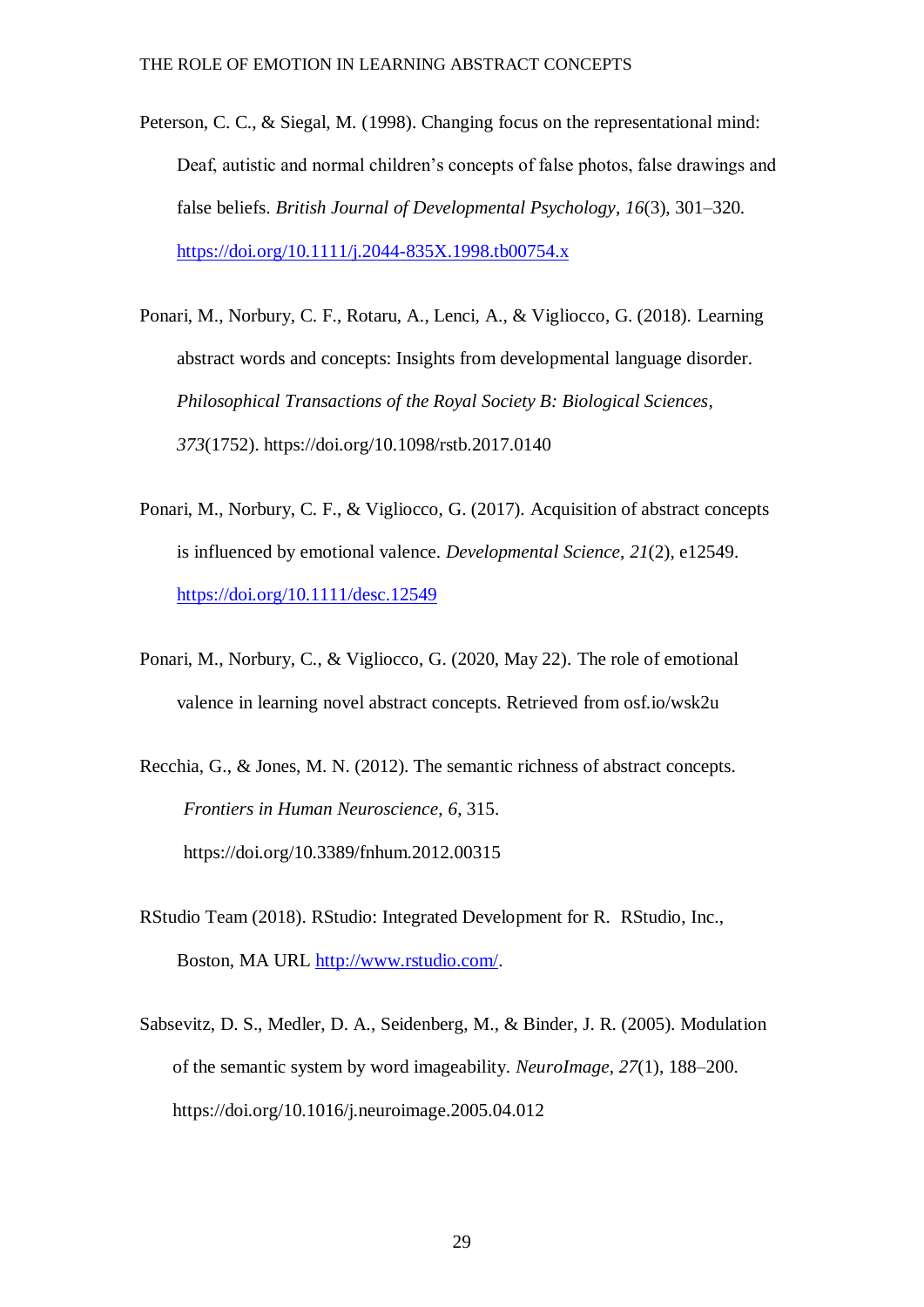Peterson, C. C., & Siegal, M. (1998). Changing focus on the representational mind: Deaf, autistic and normal children's concepts of false photos, false drawings and false beliefs. *British Journal of Developmental Psychology*, *16*(3), 301–320. https://doi.org/10.1111/j.2044-835X.1998.tb00754.x

Ponari, M., Norbury, C. F., Rotaru, A., Lenci, A., & Vigliocco, G. (2018). Learning abstract words and concepts: Insights from developmental language disorder. *Philosophical Transactions of the Royal Society B: Biological Sciences*, *373*(1752). https://doi.org/10.1098/rstb.2017.0140

Ponari, M., Norbury, C. F., & Vigliocco, G. (2017). Acquisition of abstract concepts is influenced by emotional valence. *Developmental Science*, *21*(2), e12549. https://doi.org/10.1111/desc.12549

Ponari, M., Norbury, C., & Vigliocco, G. (2020, May 22). The role of emotional valence in learning novel abstract concepts. Retrieved from osf.io/wsk2u

Recchia, G., & Jones, M. N. (2012). The semantic richness of abstract concepts. *Frontiers in Human Neuroscience*, *6*, 315. https://doi.org/10.3389/fnhum.2012.00315

RStudio Team (2018). RStudio: Integrated Development for R. RStudio, Inc., Boston, MA URL http://www.rstudio.com/.

Sabsevitz, D. S., Medler, D. A., Seidenberg, M., & Binder, J. R. (2005). Modulation of the semantic system by word imageability. *NeuroImage*, *27*(1), 188–200. https://doi.org/10.1016/j.neuroimage.2005.04.012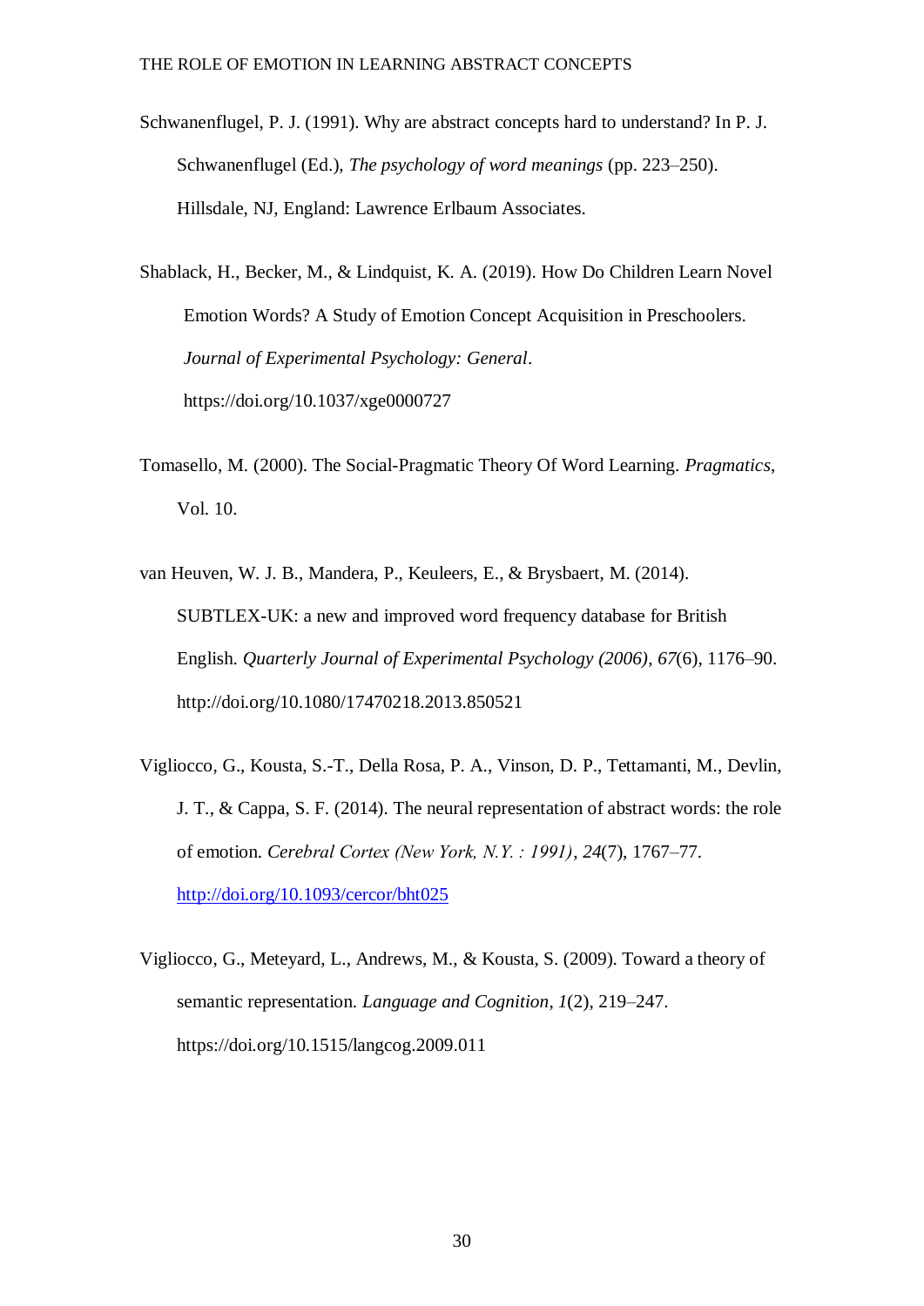Schwanenflugel, P. J. (1991). Why are abstract concepts hard to understand? In P. J. Schwanenflugel (Ed.), *The psychology of word meanings* (pp. 223–250). Hillsdale, NJ, England: Lawrence Erlbaum Associates.

Shablack, H., Becker, M., & Lindquist, K. A. (2019). How Do Children Learn Novel Emotion Words? A Study of Emotion Concept Acquisition in Preschoolers. *Journal of Experimental Psychology: General*. https://doi.org/10.1037/xge0000727

Tomasello, M. (2000). The Social-Pragmatic Theory Of Word Learning. *Pragmatics*, Vol. 10.

van Heuven, W. J. B., Mandera, P., Keuleers, E., & Brysbaert, M. (2014). SUBTLEX-UK: a new and improved word frequency database for British English. *Quarterly Journal of Experimental Psychology (2006)*, *67*(6), 1176–90. http://doi.org/10.1080/17470218.2013.850521

Vigliocco, G., Kousta, S.-T., Della Rosa, P. A., Vinson, D. P., Tettamanti, M., Devlin, J. T., & Cappa, S. F. (2014). The neural representation of abstract words: the role of emotion. *Cerebral Cortex (New York, N.Y. : 1991)*, *24*(7), 1767–77. http://doi.org/10.1093/cercor/bht025

Vigliocco, G., Meteyard, L., Andrews, M., & Kousta, S. (2009). Toward a theory of semantic representation. *Language and Cognition*, *1*(2), 219–247. https://doi.org/10.1515/langcog.2009.011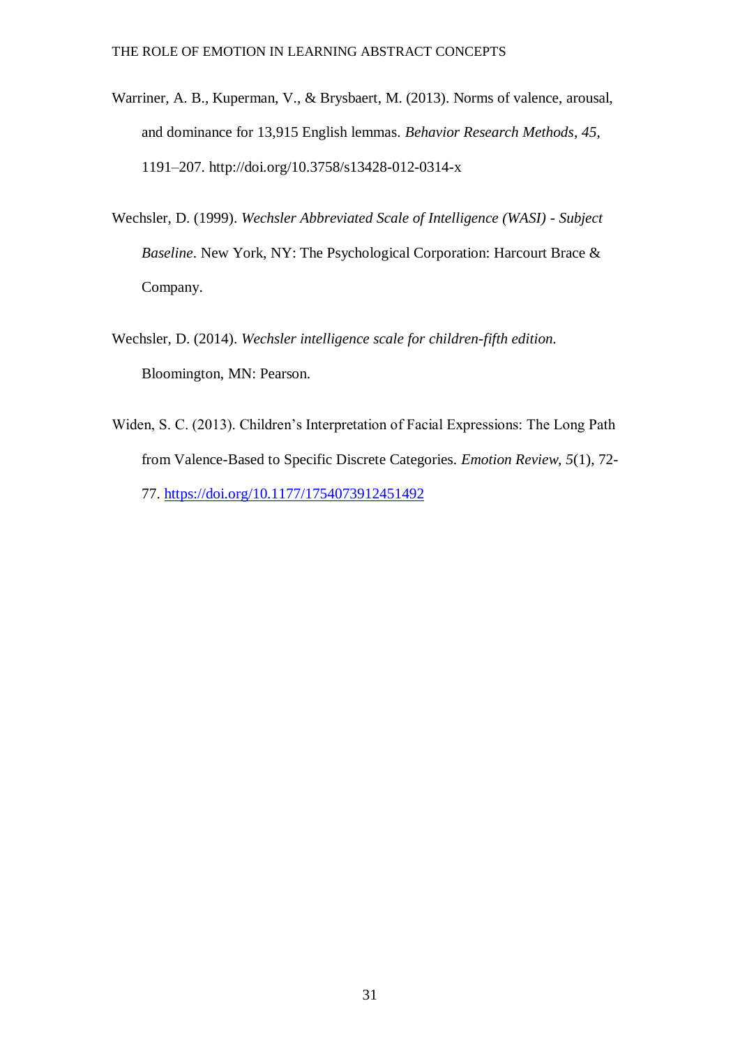Warriner, A. B., Kuperman, V., & Brysbaert, M. (2013). Norms of valence, arousal, and dominance for 13,915 English lemmas. *Behavior Research Methods*, *45*, 1191–207. http://doi.org/10.3758/s13428-012-0314-x

Wechsler, D. (1999). *Wechsler Abbreviated Scale of Intelligence (WASI) - Subject Baseline*. New York, NY: The Psychological Corporation: Harcourt Brace & Company.

Wechsler, D. (2014). *Wechsler intelligence scale for children-fifth edition.* Bloomington, MN: Pearson.

Widen, S. C. (2013). Children's Interpretation of Facial Expressions: The Long Path from Valence-Based to Specific Discrete Categories. *Emotion Review, 5*(1), 72-77. https://doi.org/10.1177/1754073912451492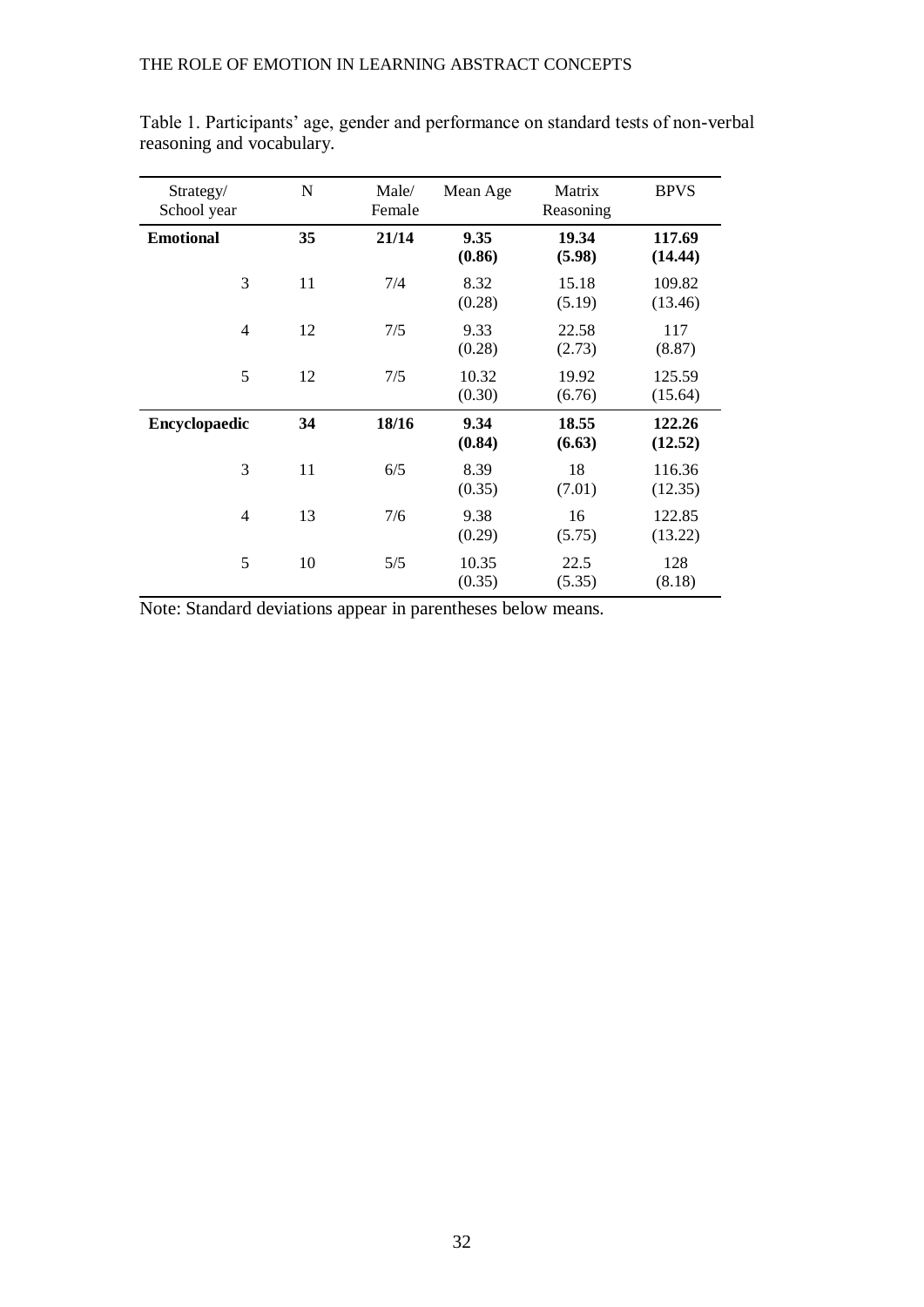Table 1. Participants' age, gender and performance on standard tests of non-verbal reasoning and vocabulary.

| Strategy/ School year | N | Male/ Female | Mean Age | Matrix Reasoning | BPVS |
|---|---|---|---|---|---|
| **Emotional** | **35** | **21/14** | **9.35 (0.86)** | **19.34 (5.98)** | **117.69 (14.44)** |
| 3 | 11 | 7/4 | 8.32 (0.28) | 15.18 (5.19) | 109.82 (13.46) |
| 4 | 12 | 7/5 | 9.33 (0.28) | 22.58 (2.73) | 117 (8.87) |
| 5 | 12 | 7/5 | 10.32 (0.30) | 19.92 (6.76) | 125.59 (15.64) |
| **Encyclopaedic** | **34** | **18/16** | **9.34 (0.84)** | **18.55 (6.63)** | **122.26 (12.52)** |
| 3 | 11 | 6/5 | 8.39 (0.35) | 18 (7.01) | 116.36 (12.35) |
| 4 | 13 | 7/6 | 9.38 (0.29) | 16 (5.75) | 122.85 (13.22) |
| 5 | 10 | 5/5 | 10.35 (0.35) | 22.5 (5.35) | 128 (8.18) |

Note: Standard deviations appear in parentheses below means.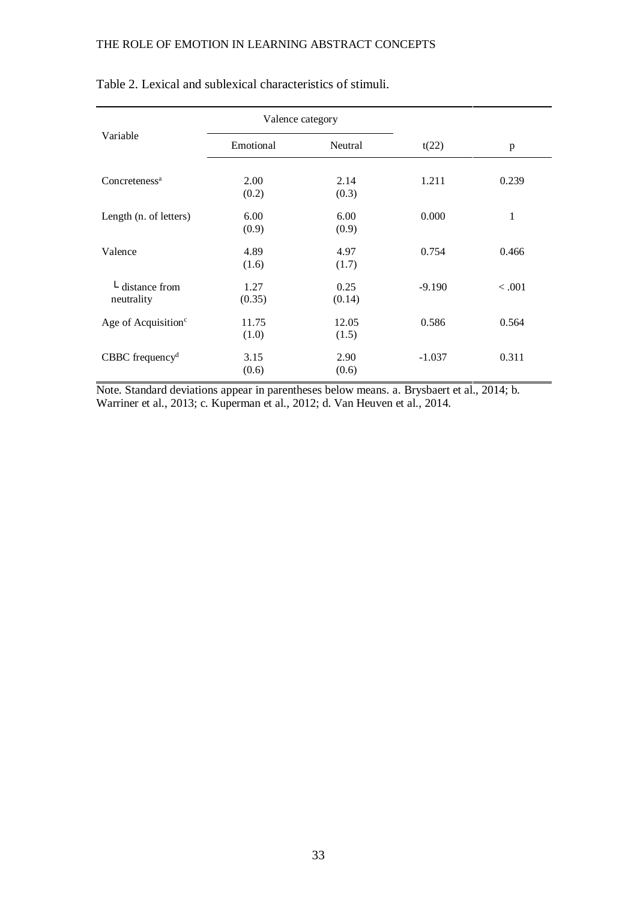Table 2. Lexical and sublexical characteristics of stimuli.

| Variable | Valence category | | t(22) | p |
|---|---|---|---|---|
| | Emotional | Neutral | | |
| Concreteness[a] | 2.00 (0.2) | 2.14 (0.3) | 1.211 | 0.239 |
| Length (n. of letters) | 6.00 (0.9) | 6.00 (0.9) | 0.000 | 1 |
| Valence | 4.89 (1.6) | 4.97 (1.7) | 0.754 | 0.466 |
| └ distance from neutrality | 1.27 (0.35) | 0.25 (0.14) | -9.190 | < .001 |
| Age of Acquisition[c] | 11.75 (1.0) | 12.05 (1.5) | 0.586 | 0.564 |
| CBBC frequency[d] | 3.15 (0.6) | 2.90 (0.6) | -1.037 | 0.311 |

Note. Standard deviations appear in parentheses below means. a. Brysbaert et al., 2014; b. Warriner et al., 2013; c. Kuperman et al., 2012; d. Van Heuven et al., 2014.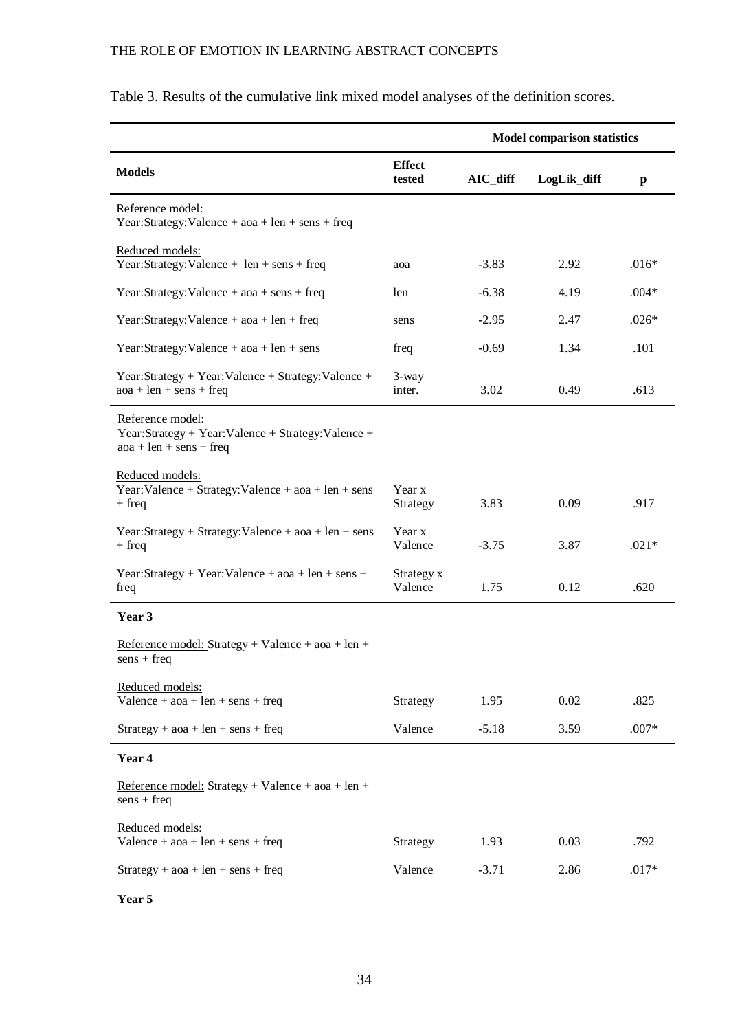Table 3. Results of the cumulative link mixed model analyses of the definition scores.

| Models | Effect tested | Model comparison statistics | | |
|---|---|---|---|---|
| | | AIC_diff | LogLik_diff | p |
| Reference model: Year:Strategy:Valence + aoa + len + sens + freq | | | | |
| Reduced models: Year:Strategy:Valence + len + sens + freq | aoa | -3.83 | 2.92 | .016* |
| Year:Strategy:Valence + aoa + sens + freq | len | -6.38 | 4.19 | .004* |
| Year:Strategy:Valence + aoa + len + freq | sens | -2.95 | 2.47 | .026* |
| Year:Strategy:Valence + aoa + len + sens | freq | -0.69 | 1.34 | .101 |
| Year:Strategy + Year:Valence + Strategy:Valence + aoa + len + sens + freq | 3-way inter. | 3.02 | 0.49 | .613 |
| Reference model: Year:Strategy + Year:Valence + Strategy:Valence + aoa + len + sens + freq | | | | |
| Reduced models: Year:Valence + Strategy:Valence + aoa + len + sens + freq | Year x Strategy | 3.83 | 0.09 | .917 |
| Year:Strategy + Strategy:Valence + aoa + len + sens + freq | Year x Valence | -3.75 | 3.87 | .021* |
| Year:Strategy + Year:Valence + aoa + len + sens + freq | Strategy x Valence | 1.75 | 0.12 | .620 |
| **Year 3** | | | | |
| Reference model: Strategy + Valence + aoa + len + sens + freq | | | | |
| Reduced models: Valence + aoa + len + sens + freq | Strategy | 1.95 | 0.02 | .825 |
| Strategy + aoa + len + sens + freq | Valence | -5.18 | 3.59 | .007* |
| **Year 4** | | | | |
| Reference model: Strategy + Valence + aoa + len + sens + freq | | | | |
| Reduced models: Valence + aoa + len + sens + freq | Strategy | 1.93 | 0.03 | .792 |
| Strategy + aoa + len + sens + freq | Valence | -3.71 | 2.86 | .017* |
| **Year 5** | | | | |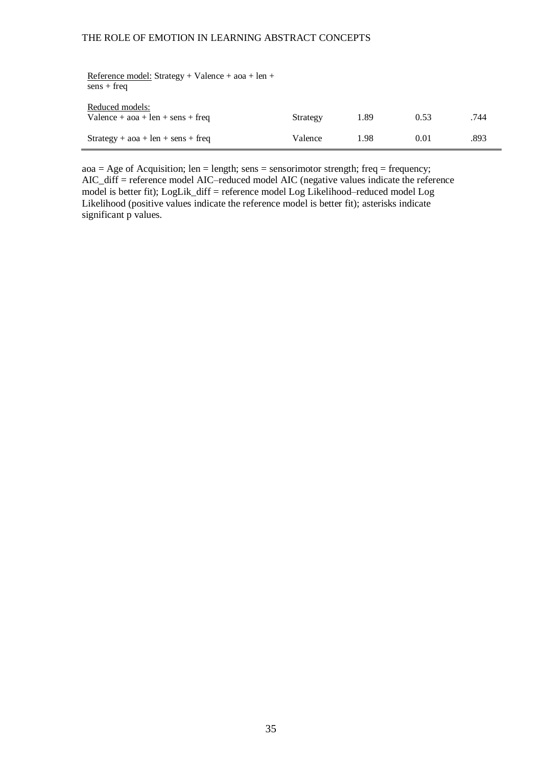| | | | | |
|---|---|---|---|---|
| Reference model: Strategy + Valence + aoa + len + sens + freq | | | | |
| Reduced models: | | | | |
| Valence + aoa + len + sens + freq | Strategy | 1.89 | 0.53 | .744 |
| Strategy + aoa + len + sens + freq | Valence | 1.98 | 0.01 | .893 |

aoa = Age of Acquisition; len = length; sens = sensorimotor strength; freq = frequency; AIC_diff = reference model AIC–reduced model AIC (negative values indicate the reference model is better fit); LogLik_diff = reference model Log Likelihood–reduced model Log Likelihood (positive values indicate the reference model is better fit); asterisks indicate significant p values.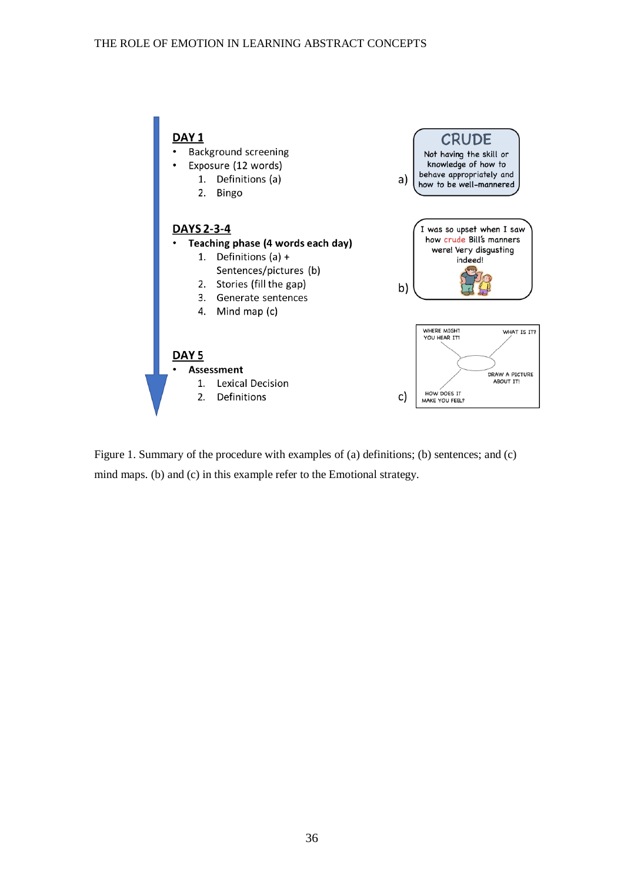**DAY 1**

- Background screening
- Exposure (12 words)
  1. Definitions (a)
  2. Bingo

**DAYS 2-3-4**

- **Teaching phase (4 words each day)**
  1. Definitions (a) + Sentences/pictures (b)
  2. Stories (fill the gap)
  3. Generate sentences
  4. Mind map (c)

**DAY 5**

- **Assessment**
  1. Lexical Decision
  2. Definitions

a) CRUDE
Not having the skill or knowledge of how to behave appropriately and how to be well-mannered

b) I was so upset when I saw how crude Bill's manners were! Very disgusting indeed!

c) WHERE MIGHT YOU HEAR IT? WHAT IS IT? DRAW A PICTURE ABOUT IT! HOW DOES IT MAKE YOU FEEL?

Figure 1. Summary of the procedure with examples of (a) definitions; (b) sentences; and (c) mind maps. (b) and (c) in this example refer to the Emotional strategy.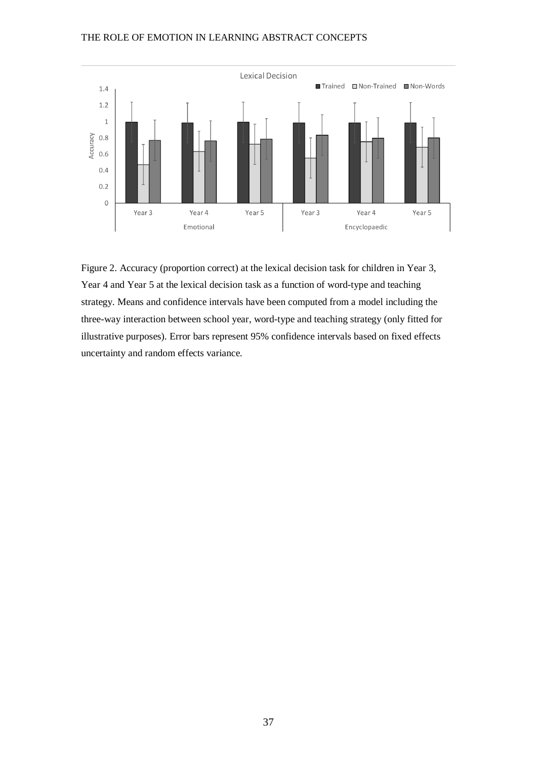Figure 2. Accuracy (proportion correct) at the lexical decision task for children in Year 3, Year 4 and Year 5 at the lexical decision task as a function of word-type and teaching strategy. Means and confidence intervals have been computed from a model including the three-way interaction between school year, word-type and teaching strategy (only fitted for illustrative purposes). Error bars represent 95% confidence intervals based on fixed effects uncertainty and random effects variance.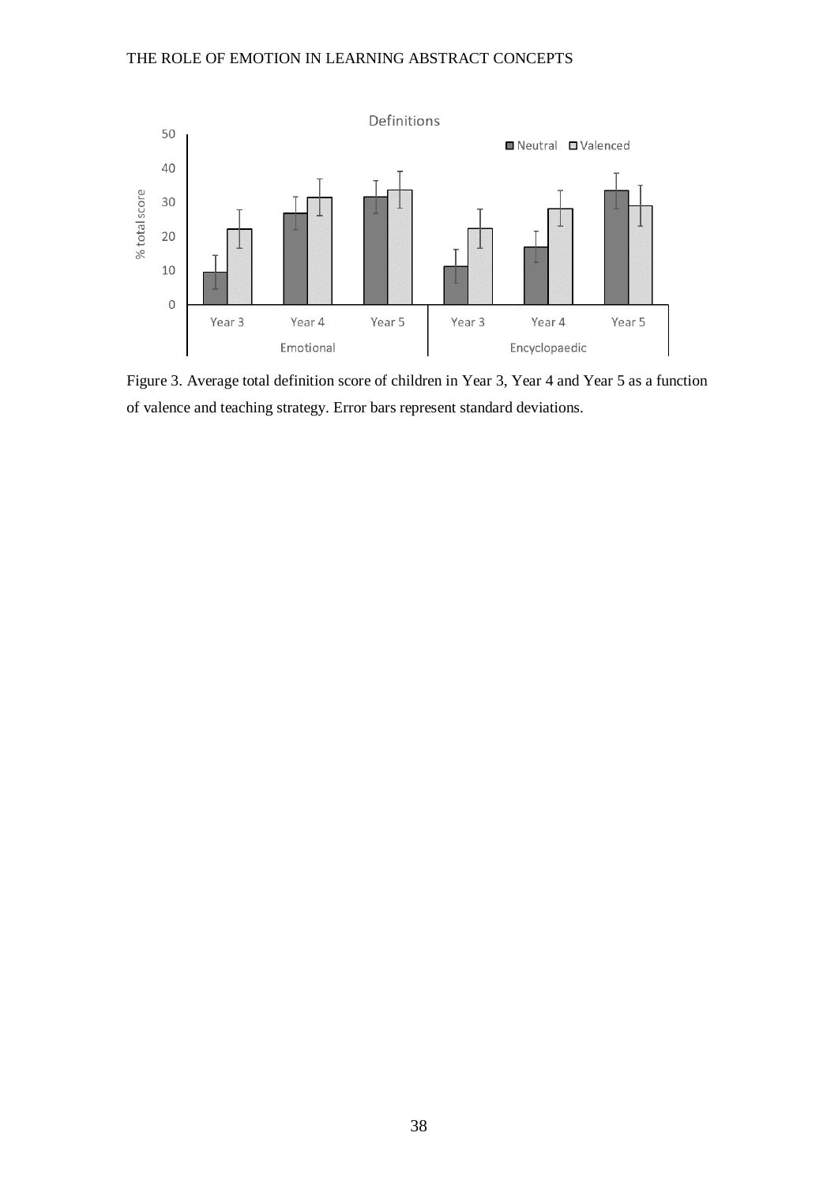Figure 3. Average total definition score of children in Year 3, Year 4 and Year 5 as a function of valence and teaching strategy. Error bars represent standard deviations.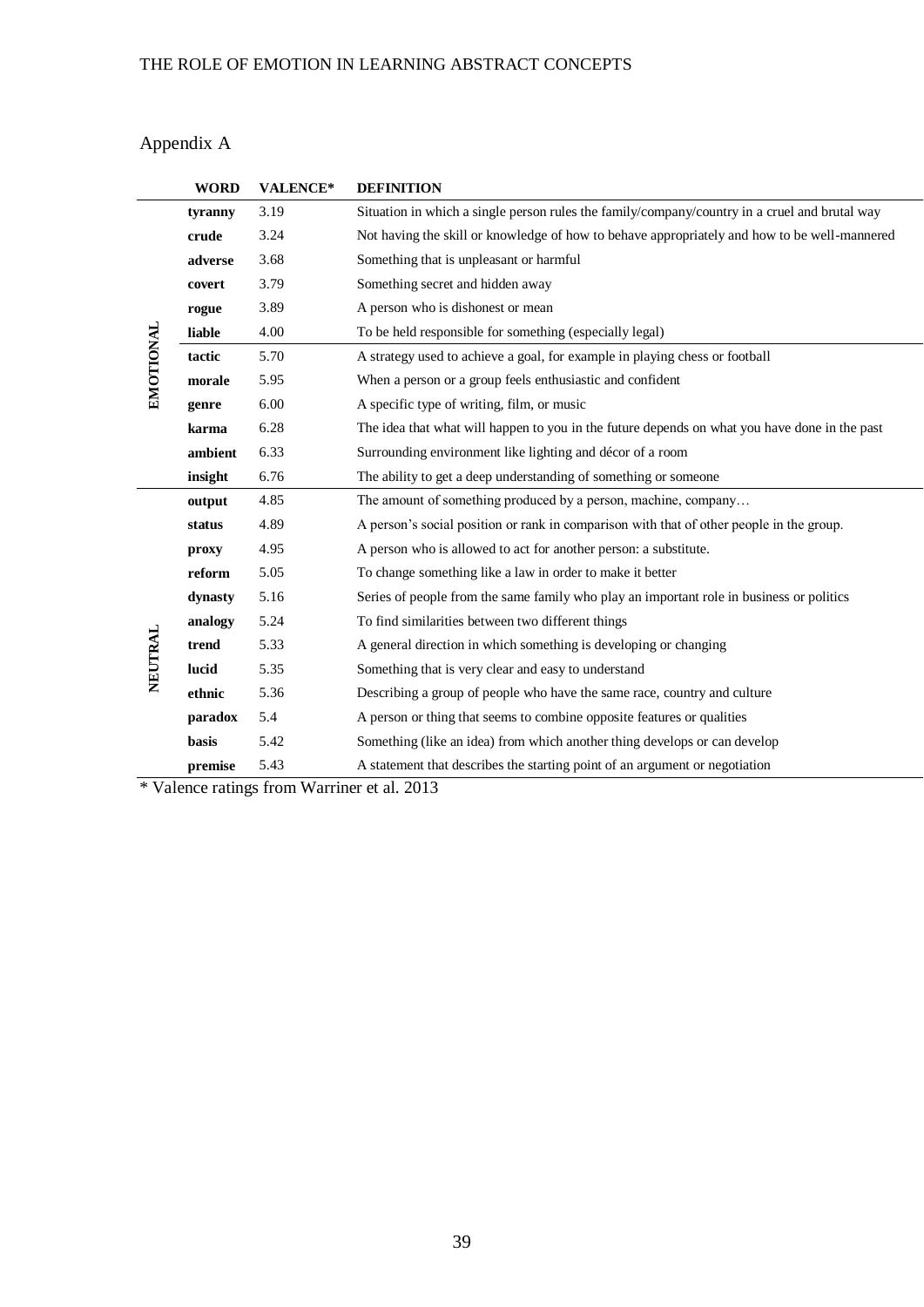## Appendix A

| | WORD | VALENCE* | DEFINITION |
|---|---|---|---|
| EMOTIONAL | **tyranny** | 3.19 | Situation in which a single person rules the family/company/country in a cruel and brutal way |
| | **crude** | 3.24 | Not having the skill or knowledge of how to behave appropriately and how to be well-mannered |
| | **adverse** | 3.68 | Something that is unpleasant or harmful |
| | **covert** | 3.79 | Something secret and hidden away |
| | **rogue** | 3.89 | A person who is dishonest or mean |
| | **liable** | 4.00 | To be held responsible for something (especially legal) |
| | **tactic** | 5.70 | A strategy used to achieve a goal, for example in playing chess or football |
| | **morale** | 5.95 | When a person or a group feels enthusiastic and confident |
| | **genre** | 6.00 | A specific type of writing, film, or music |
| | **karma** | 6.28 | The idea that what will happen to you in the future depends on what you have done in the past |
| | **ambient** | 6.33 | Surrounding environment like lighting and décor of a room |
| | **insight** | 6.76 | The ability to get a deep understanding of something or someone |
| NEUTRAL | **output** | 4.85 | The amount of something produced by a person, machine, company… |
| | **status** | 4.89 | A person's social position or rank in comparison with that of other people in the group. |
| | **proxy** | 4.95 | A person who is allowed to act for another person: a substitute. |
| | **reform** | 5.05 | To change something like a law in order to make it better |
| | **dynasty** | 5.16 | Series of people from the same family who play an important role in business or politics |
| | **analogy** | 5.24 | To find similarities between two different things |
| | **trend** | 5.33 | A general direction in which something is developing or changing |
| | **lucid** | 5.35 | Something that is very clear and easy to understand |
| | **ethnic** | 5.36 | Describing a group of people who have the same race, country and culture |
| | **paradox** | 5.4 | A person or thing that seems to combine opposite features or qualities |
| | **basis** | 5.42 | Something (like an idea) from which another thing develops or can develop |
| | **premise** | 5.43 | A statement that describes the starting point of an argument or negotiation |

* Valence ratings from Warriner et al. 2013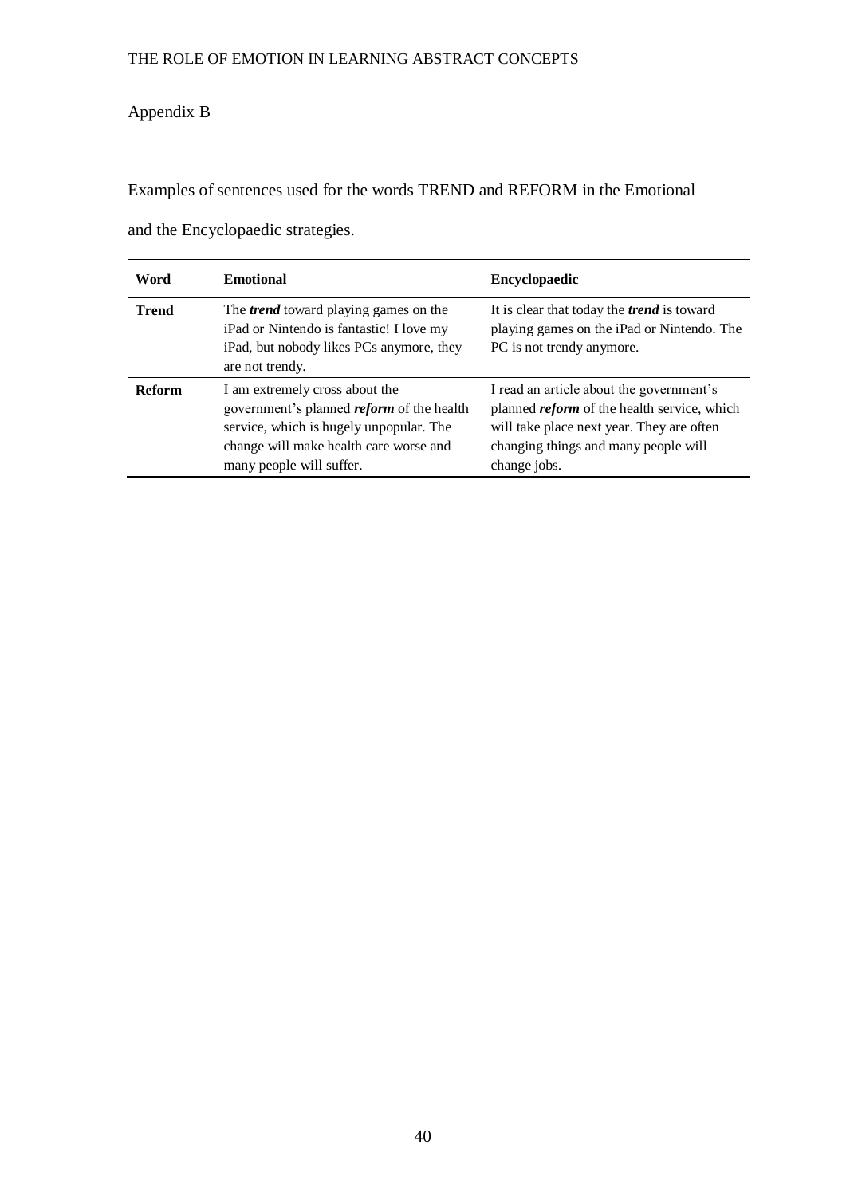## Appendix B

Examples of sentences used for the words TREND and REFORM in the Emotional and the Encyclopaedic strategies.

| Word | Emotional | Encyclopaedic |
|---|---|---|
| **Trend** | The ***trend*** toward playing games on the iPad or Nintendo is fantastic! I love my iPad, but nobody likes PCs anymore, they are not trendy. | It is clear that today the ***trend*** is toward playing games on the iPad or Nintendo. The PC is not trendy anymore. |
| **Reform** | I am extremely cross about the government's planned ***reform*** of the health service, which is hugely unpopular. The change will make health care worse and many people will suffer. | I read an article about the government's planned ***reform*** of the health service, which will take place next year. They are often changing things and many people will change jobs. |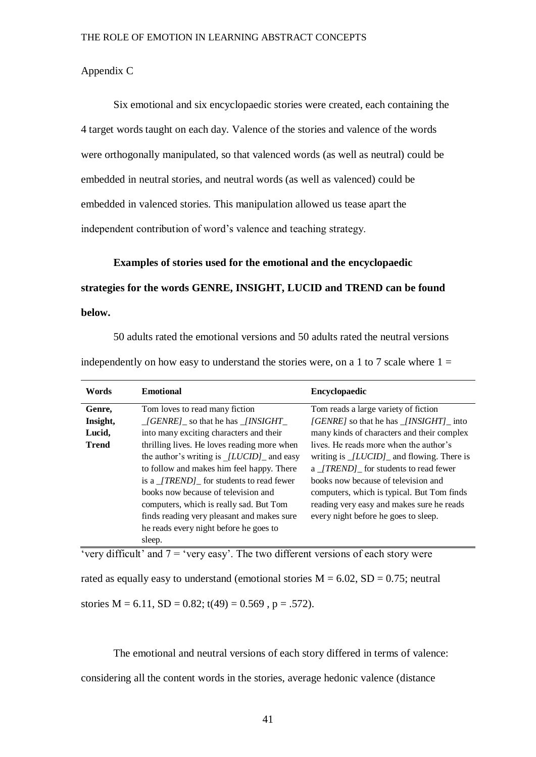Appendix C

Six emotional and six encyclopaedic stories were created, each containing the 4 target words taught on each day. Valence of the stories and valence of the words were orthogonally manipulated, so that valenced words (as well as neutral) could be embedded in neutral stories, and neutral words (as well as valenced) could be embedded in valenced stories. This manipulation allowed us tease apart the independent contribution of word's valence and teaching strategy.

**Examples of stories used for the emotional and the encyclopaedic strategies for the words GENRE, INSIGHT, LUCID and TREND can be found below.**

50 adults rated the emotional versions and 50 adults rated the neutral versions independently on how easy to understand the stories were, on a 1 to 7 scale where 1 = 'very difficult' and 7 = 'very easy'. The two different versions of each story were rated as equally easy to understand (emotional stories M = 6.02, SD = 0.75; neutral stories M = 6.11, SD = 0.82; $t(49) = 0.569$, $p = .572$).

| Words | Emotional | Encyclopaedic |
|---|---|---|
| **Genre, Insight, Lucid, Trend** | Tom loves to read many fiction _*[GENRE]*_ so that he has _*[INSIGHT*_ into many exciting characters and their thrilling lives. He loves reading more when the author's writing is _*[LUCID]*_ and easy to follow and makes him feel happy. There is a _*[TREND]*_ for students to read fewer books now because of television and computers, which is really sad. But Tom finds reading very pleasant and makes sure he reads every night before he goes to sleep. | Tom reads a large variety of fiction *[GENRE]* so that he has _*[INSIGHT]*_ into many kinds of characters and their complex lives. He reads more when the author's writing is _*[LUCID]*_ and flowing. There is a _*[TREND]*_ for students to read fewer books now because of television and computers, which is typical. But Tom finds reading very easy and makes sure he reads every night before he goes to sleep. |

The emotional and neutral versions of each story differed in terms of valence: considering all the content words in the stories, average hedonic valence (distance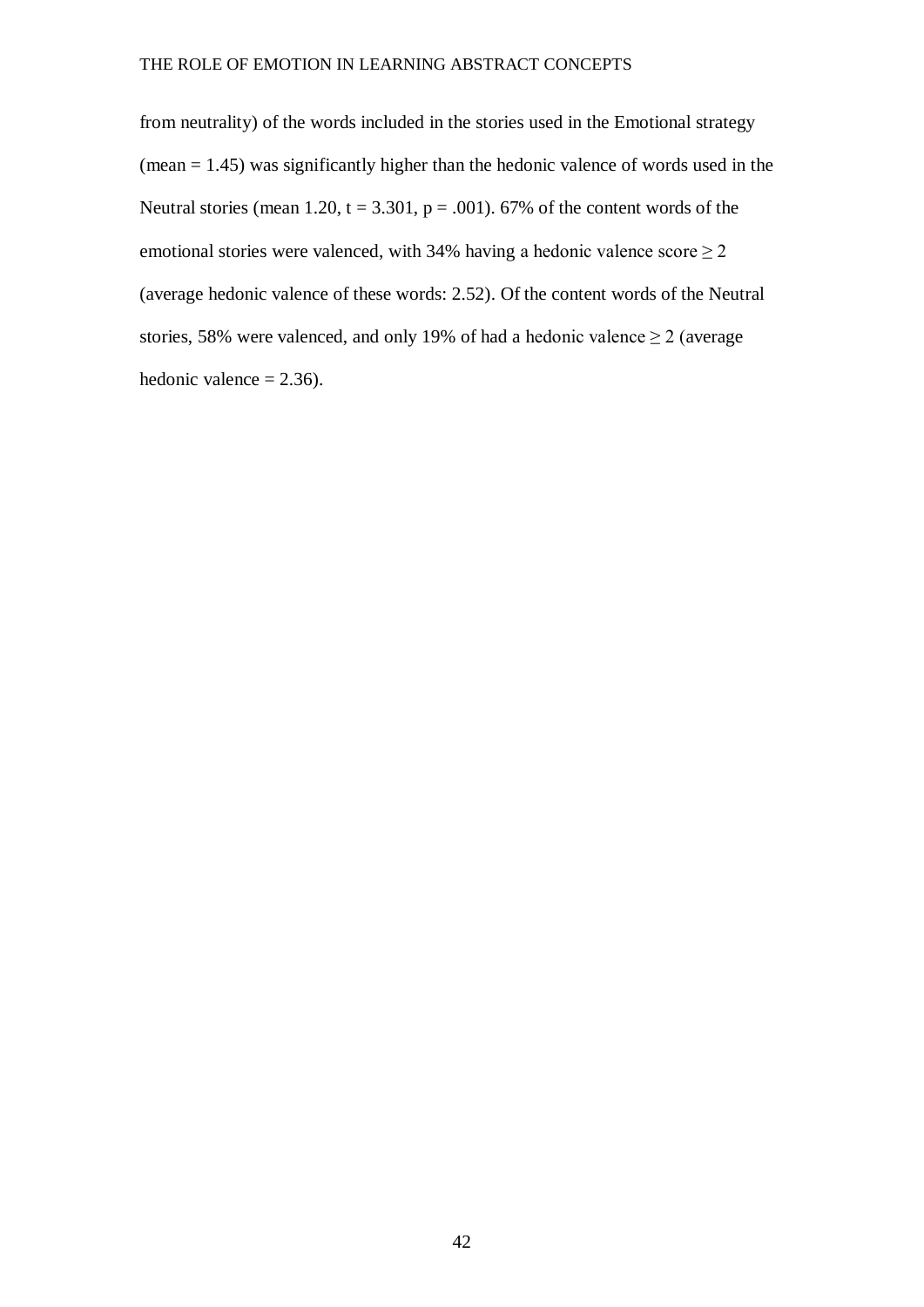from neutrality) of the words included in the stories used in the Emotional strategy (mean = 1.45) was significantly higher than the hedonic valence of words used in the Neutral stories (mean 1.20, $t = 3.301$, $p = .001$). 67% of the content words of the emotional stories were valenced, with 34% having a hedonic valence score $\geq 2$ (average hedonic valence of these words: 2.52). Of the content words of the Neutral stories, 58% were valenced, and only 19% of had a hedonic valence $\geq 2$ (average hedonic valence = 2.36).